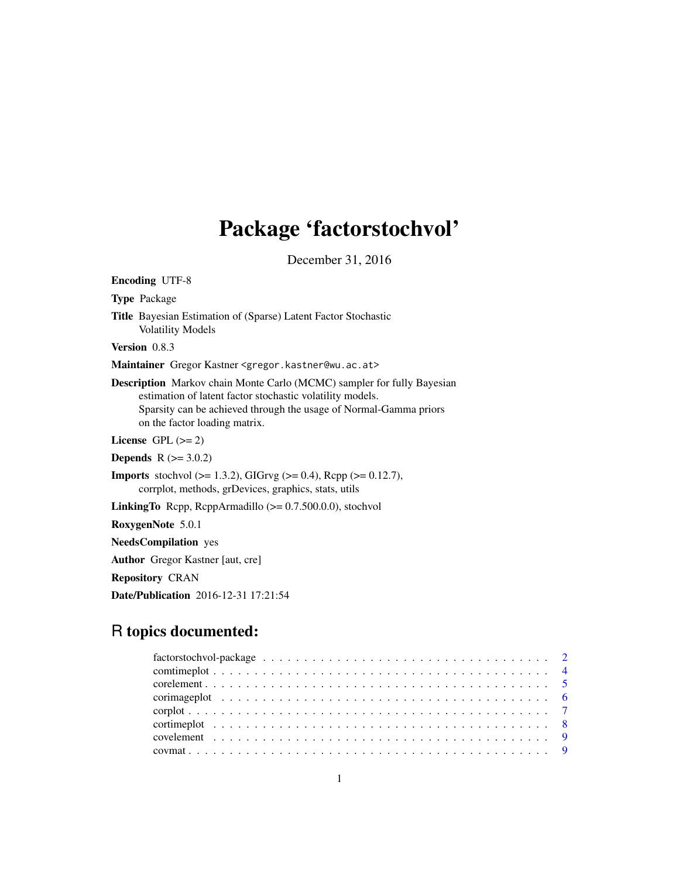# Package 'factorstochvol'

December 31, 2016

**Encoding** UTF-8

**Type** Package

**Title** Bayesian Estimation of (Sparse) Latent Factor Stochastic Volatility Models

**Version** 0.8.3

**Maintainer** Gregor Kastner <gregor.kastner@wu.ac.at>

**Description** Markov chain Monte Carlo (MCMC) sampler for fully Bayesian estimation of latent factor stochastic volatility models.
Sparsity can be achieved through the usage of Normal-Gamma priors on the factor loading matrix.

**License** GPL (>= 2)

**Depends** R (>= 3.0.2)

**Imports** stochvol (>= 1.3.2), GIGrvg (>= 0.4), Rcpp (>= 0.12.7), corrplot, methods, grDevices, graphics, stats, utils

**LinkingTo** Rcpp, RcppArmadillo (>= 0.7.500.0.0), stochvol

**RoxygenNote** 5.0.1

**NeedsCompilation** yes

**Author** Gregor Kastner [aut, cre]

**Repository** CRAN

**Date/Publication** 2016-12-31 17:21:54

## R topics documented:

| | |
|---|---|
| factorstochvol-package | 2 |
| comtimeplot | 4 |
| corelement | 5 |
| corimageplot | 6 |
| corplot | 7 |
| cortimeplot | 8 |
| covelement | 9 |
| covmat | 9 |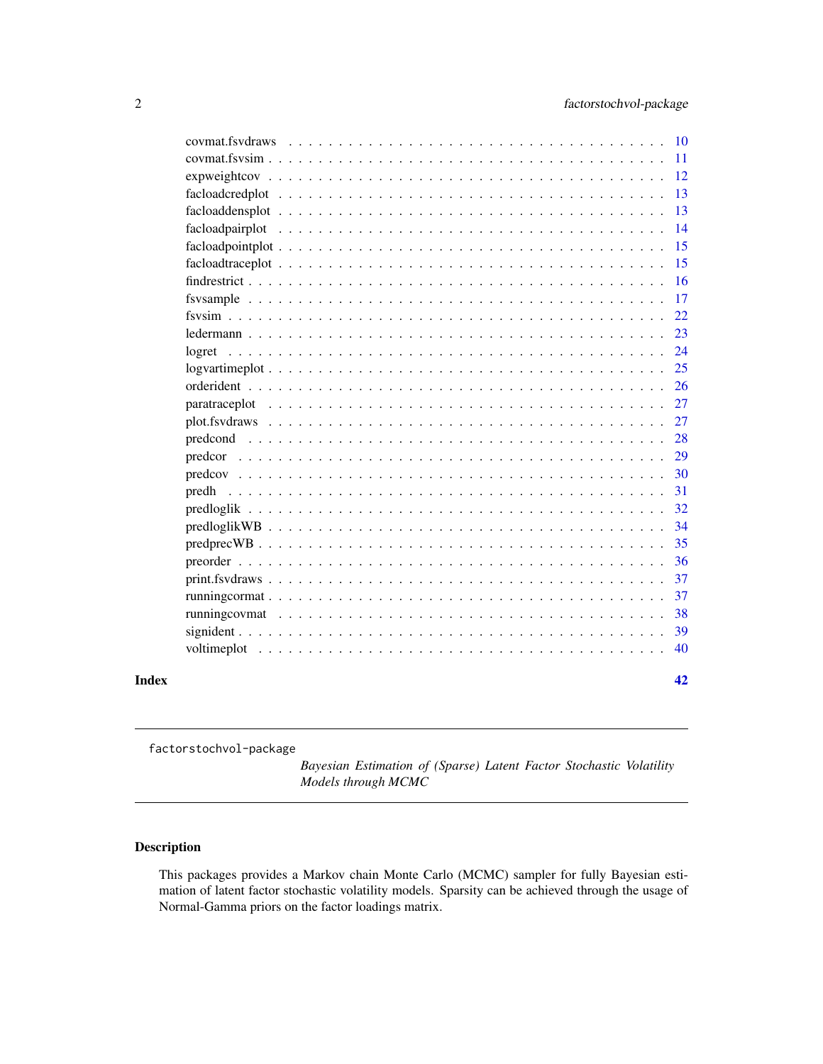| | |
|---|---|
| covmat.fsvdraws | 10 |
| covmat.fsvsim | 11 |
| expweightcov | 12 |
| facloadcredplot | 13 |
| facloaddensplot | 13 |
| facloadpairplot | 14 |
| facloadpointplot | 15 |
| facloadtraceplot | 15 |
| findrestrict | 16 |
| fsvsample | 17 |
| fsvsim | 22 |
| ledermann | 23 |
| logret | 24 |
| logvartimeplot | 25 |
| orderident | 26 |
| paratraceplot | 27 |
| plot.fsvdraws | 27 |
| predcond | 28 |
| predcor | 29 |
| predcov | 30 |
| predh | 31 |
| predloglik | 32 |
| predloglikWB | 34 |
| predprecWB | 35 |
| preorder | 36 |
| print.fsvdraws | 37 |
| runningcormat | 37 |
| runningcovmat | 38 |
| signident | 39 |
| voltimeplot | 40 |

**Index** **42**

---

`factorstochvol-package` *Bayesian Estimation of (Sparse) Latent Factor Stochastic Volatility Models through MCMC*

---

## Description

This packages provides a Markov chain Monte Carlo (MCMC) sampler for fully Bayesian estimation of latent factor stochastic volatility models. Sparsity can be achieved through the usage of Normal-Gamma priors on the factor loadings matrix.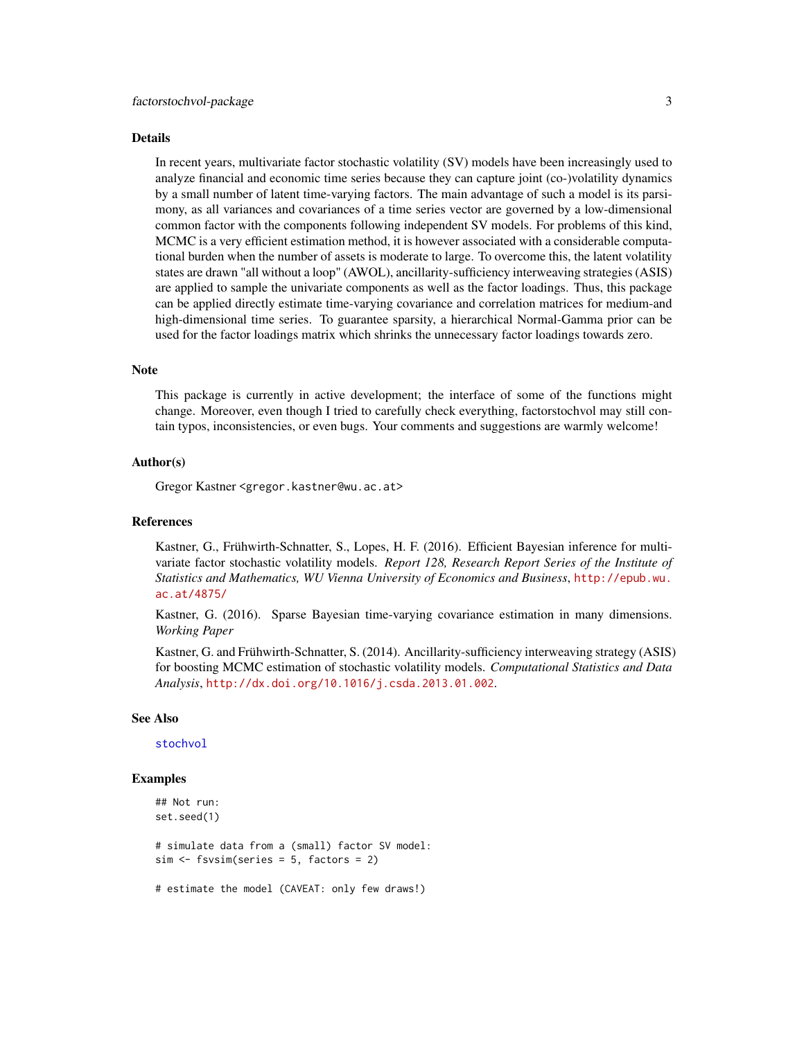## Details

In recent years, multivariate factor stochastic volatility (SV) models have been increasingly used to analyze financial and economic time series because they can capture joint (co-)volatility dynamics by a small number of latent time-varying factors. The main advantage of such a model is its parsimony, as all variances and covariances of a time series vector are governed by a low-dimensional common factor with the components following independent SV models. For problems of this kind, MCMC is a very efficient estimation method, it is however associated with a considerable computational burden when the number of assets is moderate to large. To overcome this, the latent volatility states are drawn "all without a loop" (AWOL), ancillarity-sufficiency interweaving strategies (ASIS) are applied to sample the univariate components as well as the factor loadings. Thus, this package can be applied directly estimate time-varying covariance and correlation matrices for medium-and high-dimensional time series. To guarantee sparsity, a hierarchical Normal-Gamma prior can be used for the factor loadings matrix which shrinks the unnecessary factor loadings towards zero.

## Note

This package is currently in active development; the interface of some of the functions might change. Moreover, even though I tried to carefully check everything, factorstochvol may still contain typos, inconsistencies, or even bugs. Your comments and suggestions are warmly welcome!

## Author(s)

Gregor Kastner <gregor.kastner@wu.ac.at>

## References

Kastner, G., Frühwirth-Schnatter, S., Lopes, H. F. (2016). Efficient Bayesian inference for multivariate factor stochastic volatility models. *Report 128, Research Report Series of the Institute of Statistics and Mathematics, WU Vienna University of Economics and Business*, http://epub.wu.ac.at/4875/

Kastner, G. (2016). Sparse Bayesian time-varying covariance estimation in many dimensions. *Working Paper*

Kastner, G. and Frühwirth-Schnatter, S. (2014). Ancillarity-sufficiency interweaving strategy (ASIS) for boosting MCMC estimation of stochastic volatility models. *Computational Statistics and Data Analysis*, http://dx.doi.org/10.1016/j.csda.2013.01.002.

## See Also

stochvol

## Examples

```
## Not run:
set.seed(1)

# simulate data from a (small) factor SV model:
sim <- fsvsim(series = 5, factors = 2)

# estimate the model (CAVEAT: only few draws!)
```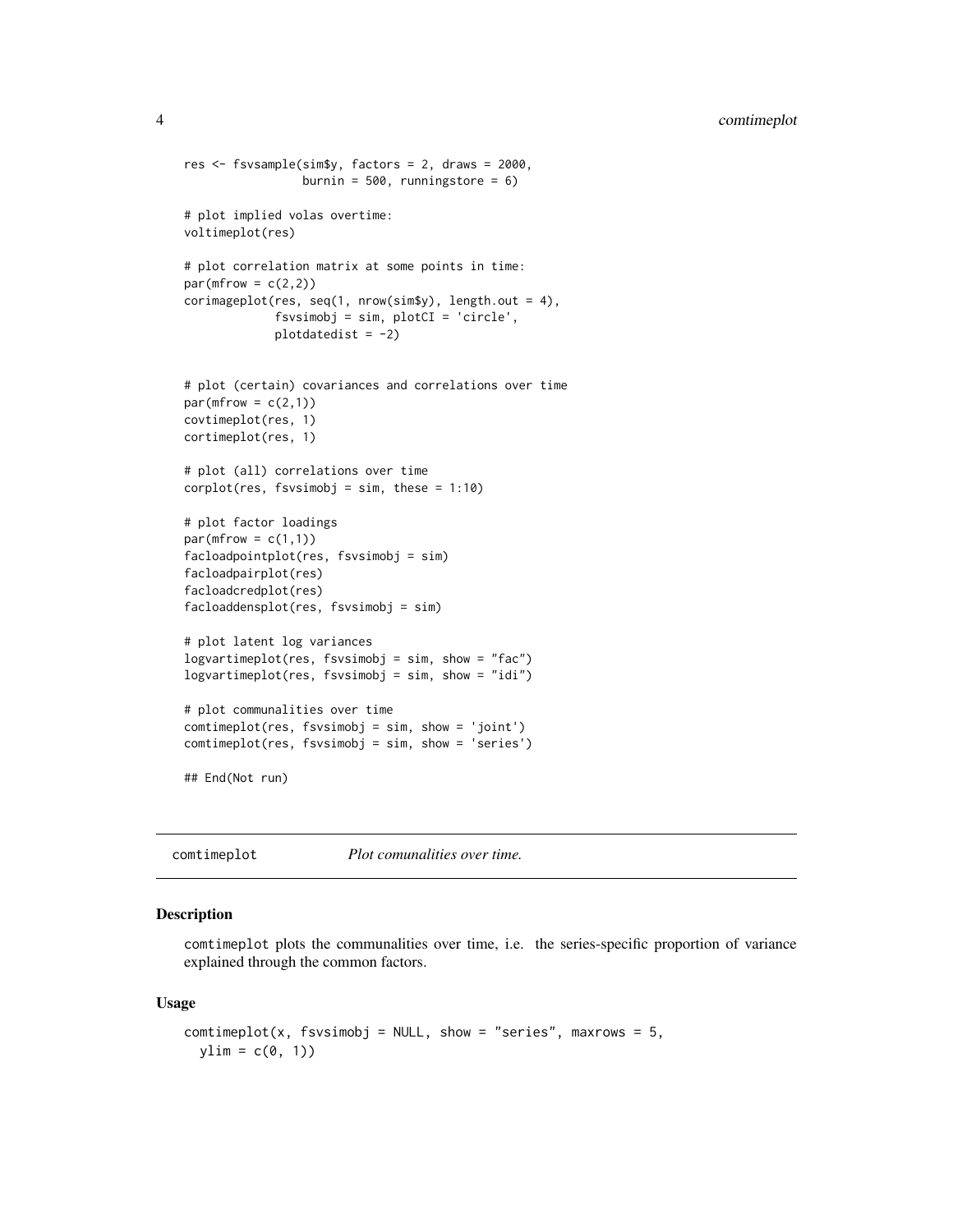```
res <- fsvsample(sim$y, factors = 2, draws = 2000,
                 burnin = 500, runningstore = 6)

# plot implied volas overtime:
voltimeplot(res)

# plot correlation matrix at some points in time:
par(mfrow = c(2,2))
corimageplot(res, seq(1, nrow(sim$y), length.out = 4),
             fsvsimobj = sim, plotCI = 'circle',
             plotdatedist = -2)


# plot (certain) covariances and correlations over time
par(mfrow = c(2,1))
covtimeplot(res, 1)
cortimeplot(res, 1)

# plot (all) correlations over time
corplot(res, fsvsimobj = sim, these = 1:10)

# plot factor loadings
par(mfrow = c(1,1))
facloadpointplot(res, fsvsimobj = sim)
facloadpairplot(res)
facloadcredplot(res)
facloaddensplot(res, fsvsimobj = sim)

# plot latent log variances
logvartimeplot(res, fsvsimobj = sim, show = "fac")
logvartimeplot(res, fsvsimobj = sim, show = "idi")

# plot communalities over time
comtimeplot(res, fsvsimobj = sim, show = 'joint')
comtimeplot(res, fsvsimobj = sim, show = 'series')

## End(Not run)
```

---

## comtimeplot — *Plot comunalities over time.*

### Description

comtimeplot plots the communalities over time, i.e. the series-specific proportion of variance explained through the common factors.

### Usage

```
comtimeplot(x, fsvsimobj = NULL, show = "series", maxrows = 5,
  ylim = c(0, 1))
```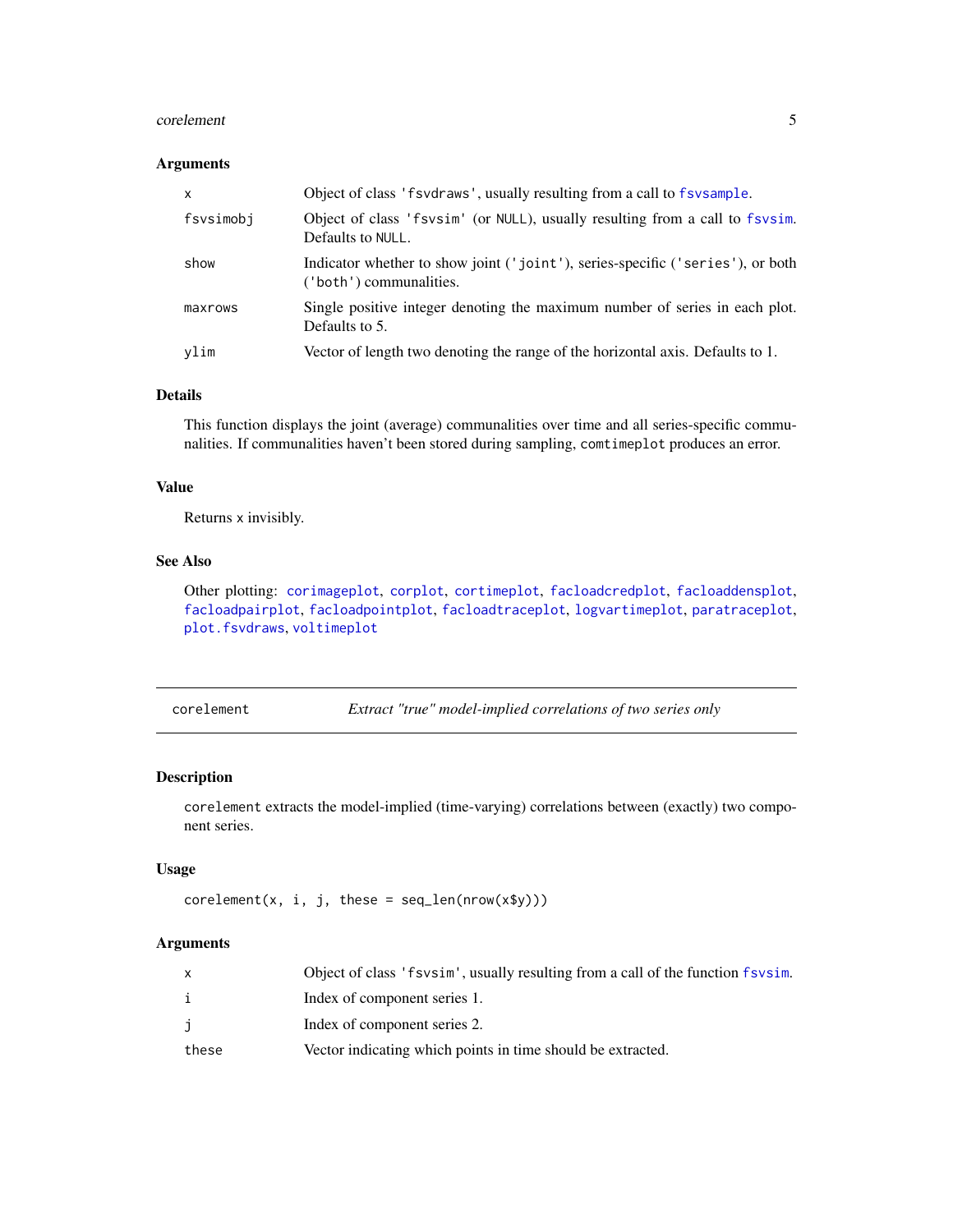### Arguments

| | |
|---|---|
| x | Object of class 'fsvdraws', usually resulting from a call to fsvsample. |
| fsvsimobj | Object of class 'fsvsim' (or NULL), usually resulting from a call to fsvsim. Defaults to NULL. |
| show | Indicator whether to show joint ('joint'), series-specific ('series'), or both ('both') communalities. |
| maxrows | Single positive integer denoting the maximum number of series in each plot. Defaults to 5. |
| ylim | Vector of length two denoting the range of the horizontal axis. Defaults to 1. |

### Details

This function displays the joint (average) communalities over time and all series-specific communalities. If communalities haven't been stored during sampling, `comtimeplot` produces an error.

### Value

Returns x invisibly.

### See Also

Other plotting: corimageplot, corplot, cortimeplot, facloadcredplot, facloaddensplot, facloadpairplot, facloadpointplot, facloadtraceplot, logvartimeplot, paratraceplot, plot.fsvdraws, voltimeplot

---

## corelement — *Extract "true" model-implied correlations of two series only*

### Description

`corelement` extracts the model-implied (time-varying) correlations between (exactly) two component series.

### Usage

```
corelement(x, i, j, these = seq_len(nrow(x$y)))
```

### Arguments

| | |
|---|---|
| x | Object of class 'fsvsim', usually resulting from a call of the function fsvsim. |
| i | Index of component series 1. |
| j | Index of component series 2. |
| these | Vector indicating which points in time should be extracted. |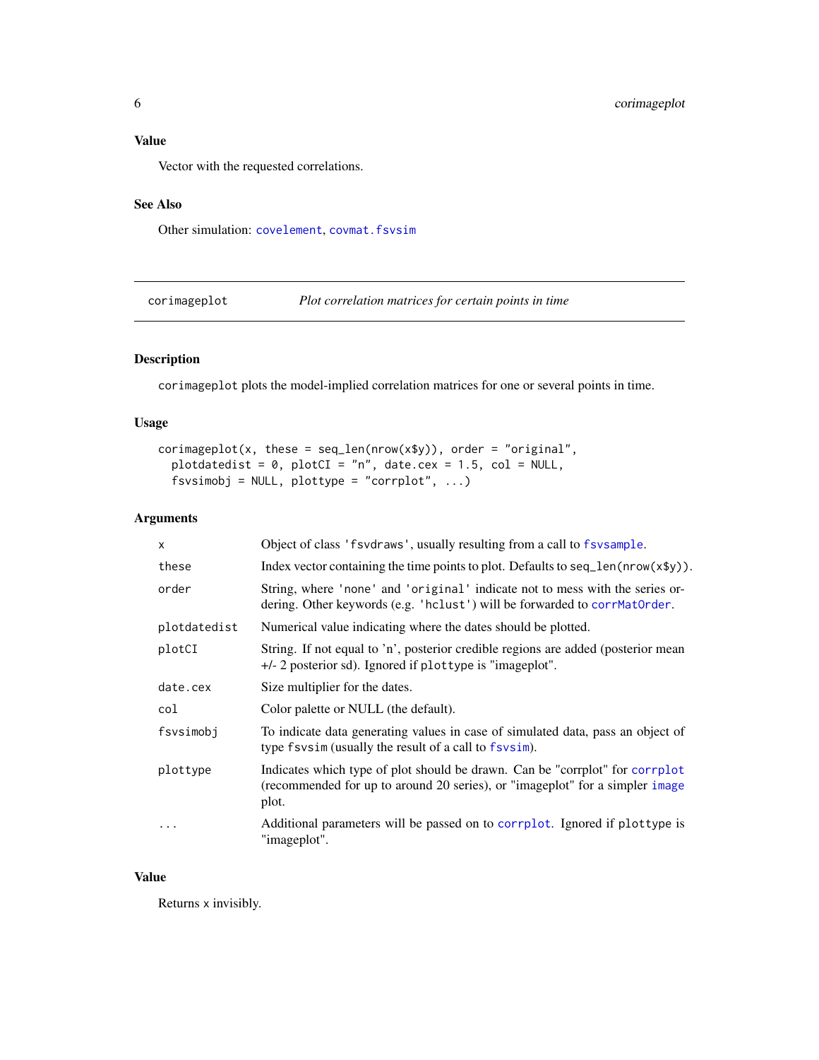## Value

Vector with the requested correlations.

## See Also

Other simulation: covelement, covmat.fsvsim

---

# corimageplot — *Plot correlation matrices for certain points in time*

## Description

`corimageplot` plots the model-implied correlation matrices for one or several points in time.

## Usage

```
corimageplot(x, these = seq_len(nrow(x$y)), order = "original",
  plotdatedist = 0, plotCI = "n", date.cex = 1.5, col = NULL,
  fsvsimobj = NULL, plottype = "corrplot", ...)
```

## Arguments

| Argument | Description |
|---|---|
| `x` | Object of class `'fsvdraws'`, usually resulting from a call to `fsvsample`. |
| `these` | Index vector containing the time points to plot. Defaults to `seq_len(nrow(x$y))`. |
| `order` | String, where `'none'` and `'original'` indicate not to mess with the series ordering. Other keywords (e.g. `'hclust'`) will be forwarded to `corrMatOrder`. |
| `plotdatedist` | Numerical value indicating where the dates should be plotted. |
| `plotCI` | String. If not equal to 'n', posterior credible regions are added (posterior mean +/- 2 posterior sd). Ignored if `plottype` is "imageplot". |
| `date.cex` | Size multiplier for the dates. |
| `col` | Color palette or NULL (the default). |
| `fsvsimobj` | To indicate data generating values in case of simulated data, pass an object of type `fsvsim` (usually the result of a call to `fsvsim`). |
| `plottype` | Indicates which type of plot should be drawn. Can be "corrplot" for `corrplot` (recommended for up to around 20 series), or "imageplot" for a simpler `image` plot. |
| `...` | Additional parameters will be passed on to `corrplot`. Ignored if `plottype` is "imageplot". |

## Value

Returns `x` invisibly.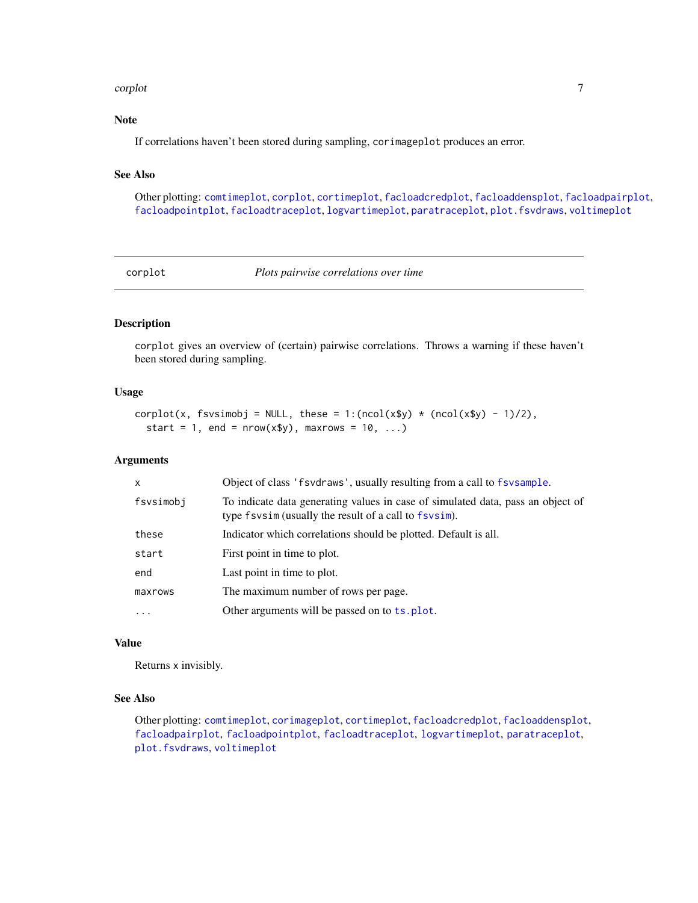## Note

If correlations haven't been stored during sampling, `corimageplot` produces an error.

## See Also

Other plotting: `comtimeplot`, `corplot`, `cortimeplot`, `facloadcredplot`, `facloaddensplot`, `facloadpairplot`, `facloadpointplot`, `facloadtraceplot`, `logvartimeplot`, `paratraceplot`, `plot.fsvdraws`, `voltimeplot`

---

# corplot — *Plots pairwise correlations over time*

## Description

`corplot` gives an overview of (certain) pairwise correlations. Throws a warning if these haven't been stored during sampling.

## Usage

```
corplot(x, fsvsimobj = NULL, these = 1:(ncol(x$y) * (ncol(x$y) - 1)/2),
  start = 1, end = nrow(x$y), maxrows = 10, ...)
```

## Arguments

| | |
|---|---|
| `x` | Object of class `'fsvdraws'`, usually resulting from a call to `fsvsample`. |
| `fsvsimobj` | To indicate data generating values in case of simulated data, pass an object of type `fsvsim` (usually the result of a call to `fsvsim`). |
| `these` | Indicator which correlations should be plotted. Default is all. |
| `start` | First point in time to plot. |
| `end` | Last point in time to plot. |
| `maxrows` | The maximum number of rows per page. |
| `...` | Other arguments will be passed on to `ts.plot`. |

## Value

Returns x invisibly.

## See Also

Other plotting: `comtimeplot`, `corimageplot`, `cortimeplot`, `facloadcredplot`, `facloaddensplot`, `facloadpairplot`, `facloadpointplot`, `facloadtraceplot`, `logvartimeplot`, `paratraceplot`, `plot.fsvdraws`, `voltimeplot`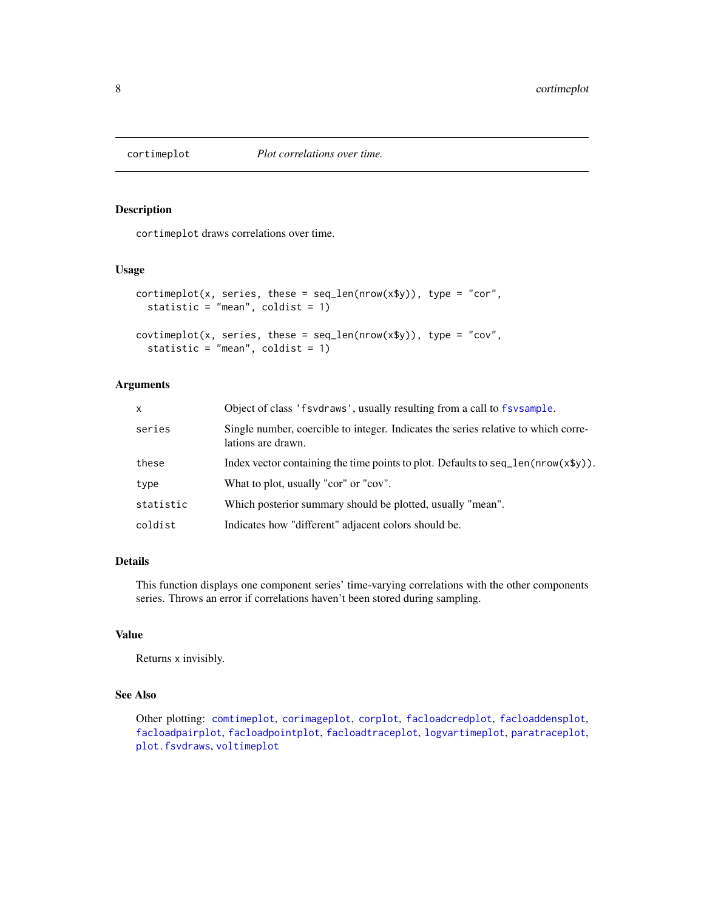# cortimeplot    *Plot correlations over time.*

## Description

`cortimeplot` draws correlations over time.

## Usage

```
cortimeplot(x, series, these = seq_len(nrow(x$y)), type = "cor",
  statistic = "mean", coldist = 1)

covtimeplot(x, series, these = seq_len(nrow(x$y)), type = "cov",
  statistic = "mean", coldist = 1)
```

## Arguments

| | |
|---|---|
| `x` | Object of class `'fsvdraws'`, usually resulting from a call to `fsvsample`. |
| `series` | Single number, coercible to integer. Indicates the series relative to which correlations are drawn. |
| `these` | Index vector containing the time points to plot. Defaults to `seq_len(nrow(x$y))`. |
| `type` | What to plot, usually "cor" or "cov". |
| `statistic` | Which posterior summary should be plotted, usually "mean". |
| `coldist` | Indicates how "different" adjacent colors should be. |

## Details

This function displays one component series' time-varying correlations with the other components series. Throws an error if correlations haven't been stored during sampling.

## Value

Returns `x` invisibly.

## See Also

Other plotting: `comtimeplot`, `corimageplot`, `corplot`, `facloadcredplot`, `facloaddensplot`, `facloadpairplot`, `facloadpointplot`, `facloadtraceplot`, `logvartimeplot`, `paratraceplot`, `plot.fsvdraws`, `voltimeplot`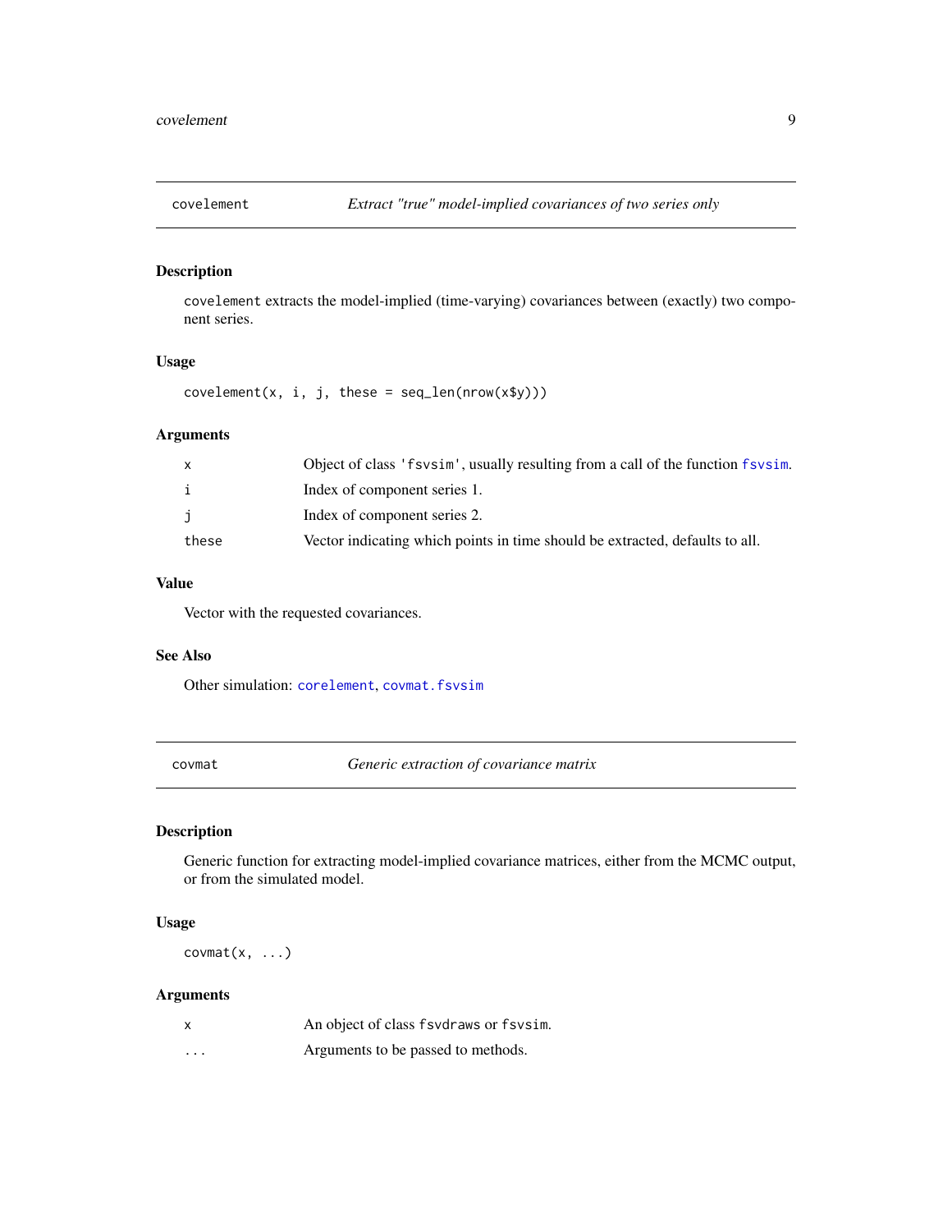## covelement — *Extract "true" model-implied covariances of two series only*

### Description

covelement extracts the model-implied (time-varying) covariances between (exactly) two component series.

### Usage

```
covelement(x, i, j, these = seq_len(nrow(x$y)))
```

### Arguments

| | |
|---|---|
| x | Object of class 'fsvsim', usually resulting from a call of the function fsvsim. |
| i | Index of component series 1. |
| j | Index of component series 2. |
| these | Vector indicating which points in time should be extracted, defaults to all. |

### Value

Vector with the requested covariances.

### See Also

Other simulation: corelement, covmat.fsvsim

## covmat — *Generic extraction of covariance matrix*

### Description

Generic function for extracting model-implied covariance matrices, either from the MCMC output, or from the simulated model.

### Usage

```
covmat(x, ...)
```

### Arguments

| | |
|---|---|
| x | An object of class fsvdraws or fsvsim. |
| ... | Arguments to be passed to methods. |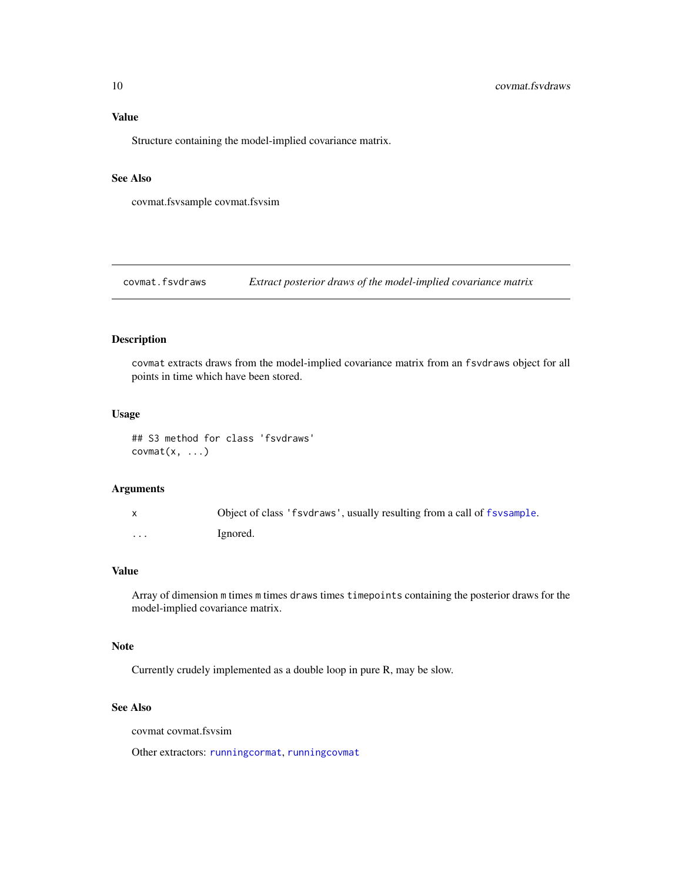## Value

Structure containing the model-implied covariance matrix.

## See Also

covmat.fsvsample covmat.fsvsim

---

# covmat.fsvdraws — *Extract posterior draws of the model-implied covariance matrix*

---

## Description

`covmat` extracts draws from the model-implied covariance matrix from an `fsvdraws` object for all points in time which have been stored.

## Usage

```
## S3 method for class 'fsvdraws'
covmat(x, ...)
```

## Arguments

| | |
|---|---|
| `x` | Object of class `'fsvdraws'`, usually resulting from a call of `fsvsample`. |
| `...` | Ignored. |

## Value

Array of dimension `m` times `m` times `draws` times `timepoints` containing the posterior draws for the model-implied covariance matrix.

## Note

Currently crudely implemented as a double loop in pure R, may be slow.

## See Also

covmat covmat.fsvsim

Other extractors: `runningcormat`, `runningcovmat`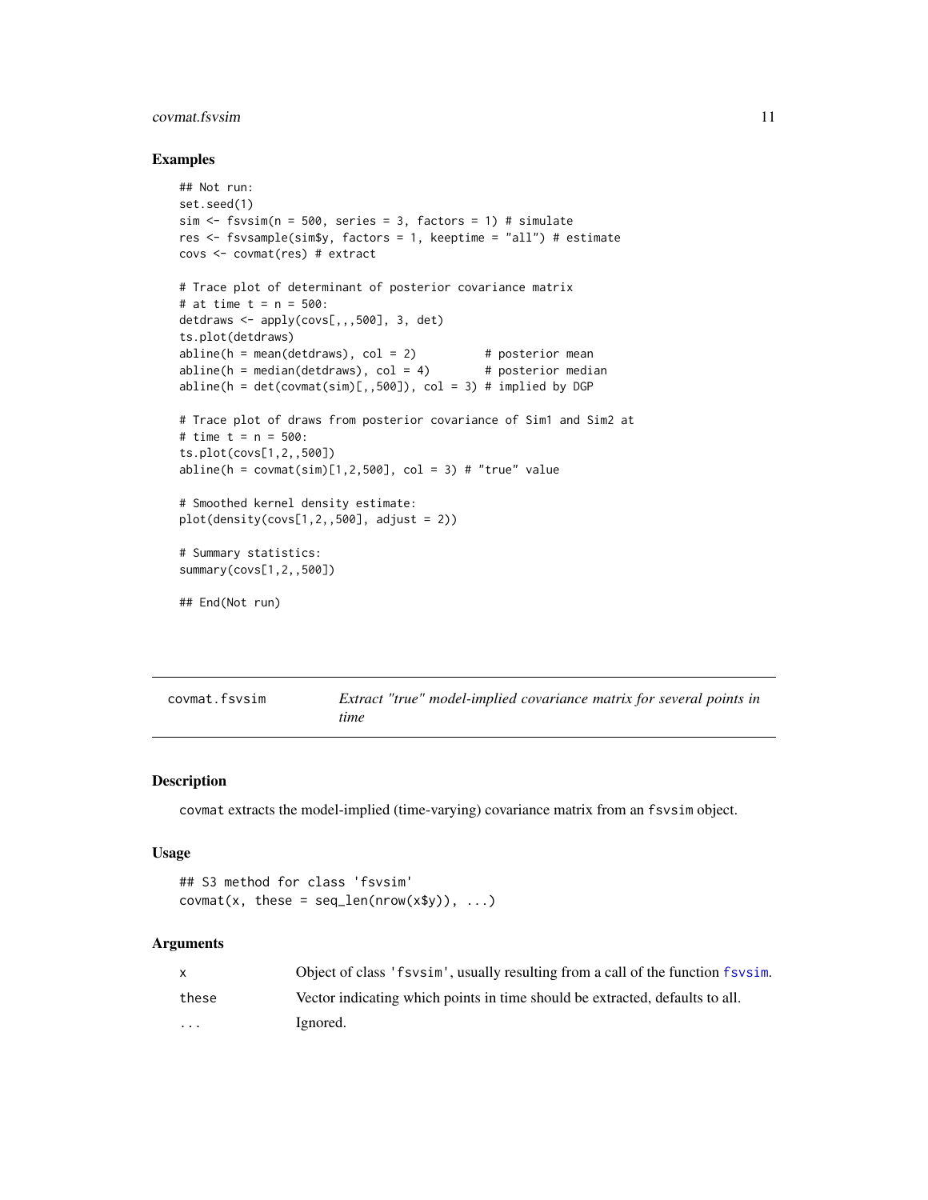## Examples

```
## Not run:
set.seed(1)
sim <- fsvsim(n = 500, series = 3, factors = 1) # simulate
res <- fsvsample(sim$y, factors = 1, keeptime = "all") # estimate
covs <- covmat(res) # extract

# Trace plot of determinant of posterior covariance matrix
# at time t = n = 500:
detdraws <- apply(covs[,,,500], 3, det)
ts.plot(detdraws)
abline(h = mean(detdraws), col = 2)          # posterior mean
abline(h = median(detdraws), col = 4)        # posterior median
abline(h = det(covmat(sim)[,,500]), col = 3) # implied by DGP

# Trace plot of draws from posterior covariance of Sim1 and Sim2 at
# time t = n = 500:
ts.plot(covs[1,2,,500])
abline(h = covmat(sim)[1,2,500], col = 3) # "true" value

# Smoothed kernel density estimate:
plot(density(covs[1,2,,500], adjust = 2))

# Summary statistics:
summary(covs[1,2,,500])

## End(Not run)
```

---

# covmat.fsvsim — *Extract "true" model-implied covariance matrix for several points in time*

## Description

covmat extracts the model-implied (time-varying) covariance matrix from an fsvsim object.

## Usage

```
## S3 method for class 'fsvsim'
covmat(x, these = seq_len(nrow(x$y)), ...)
```

## Arguments

| | |
|---|---|
| x | Object of class 'fsvsim', usually resulting from a call of the function fsvsim. |
| these | Vector indicating which points in time should be extracted, defaults to all. |
| ... | Ignored. |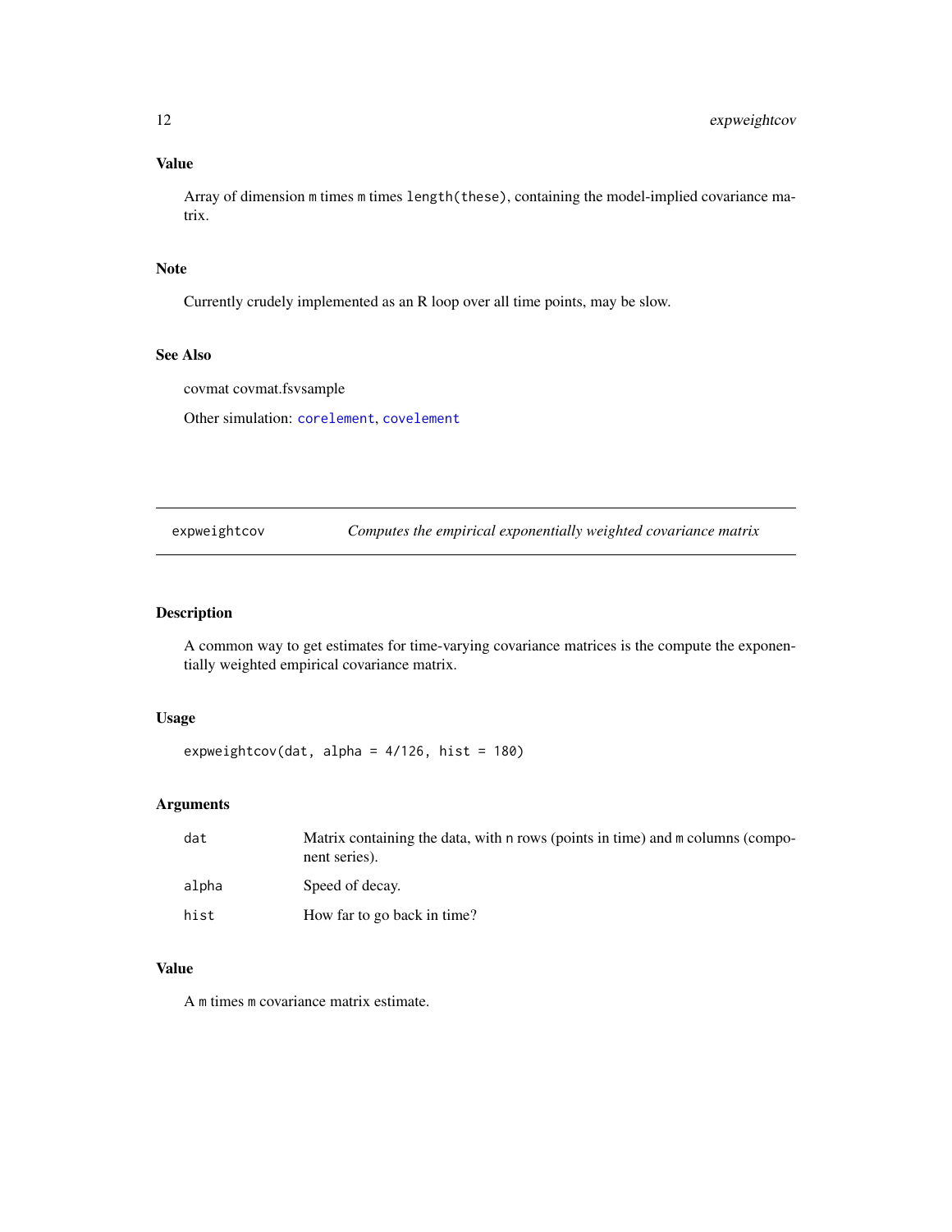### Value

Array of dimension `m` times `m` times `length(these)`, containing the model-implied covariance matrix.

### Note

Currently crudely implemented as an R loop over all time points, may be slow.

### See Also

covmat covmat.fsvsample

Other simulation: `corelement`, `covelement`

---

## expweightcov — *Computes the empirical exponentially weighted covariance matrix*

---

### Description

A common way to get estimates for time-varying covariance matrices is the compute the exponentially weighted empirical covariance matrix.

### Usage

```
expweightcov(dat, alpha = 4/126, hist = 180)
```

### Arguments

| | |
|---|---|
| `dat` | Matrix containing the data, with `n` rows (points in time) and `m` columns (component series). |
| `alpha` | Speed of decay. |
| `hist` | How far to go back in time? |

### Value

A `m` times `m` covariance matrix estimate.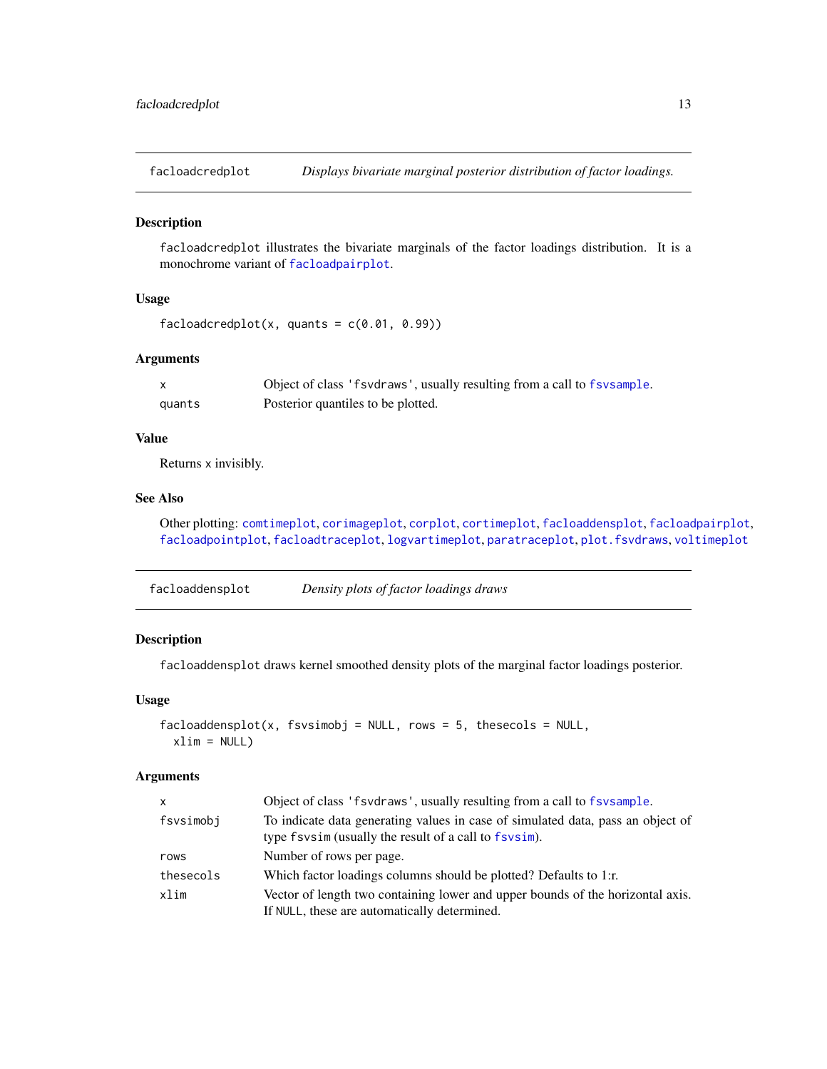## facloadcredplot — *Displays bivariate marginal posterior distribution of factor loadings.*

### Description

`facloadcredplot` illustrates the bivariate marginals of the factor loadings distribution. It is a monochrome variant of `facloadpairplot`.

### Usage

```
facloadcredplot(x, quants = c(0.01, 0.99))
```

### Arguments

| | |
|---|---|
| `x` | Object of class `'fsvdraws'`, usually resulting from a call to `fsvsample`. |
| `quants` | Posterior quantiles to be plotted. |

### Value

Returns x invisibly.

### See Also

Other plotting: `comtimeplot`, `corimageplot`, `corplot`, `cortimeplot`, `facloaddensplot`, `facloadpairplot`, `facloadpointplot`, `facloadtraceplot`, `logvartimeplot`, `paratraceplot`, `plot.fsvdraws`, `voltimeplot`

## facloaddensplot — *Density plots of factor loadings draws*

### Description

`facloaddensplot` draws kernel smoothed density plots of the marginal factor loadings posterior.

### Usage

```
facloaddensplot(x, fsvsimobj = NULL, rows = 5, thesecols = NULL,
  xlim = NULL)
```

### Arguments

| | |
|---|---|
| `x` | Object of class `'fsvdraws'`, usually resulting from a call to `fsvsample`. |
| `fsvsimobj` | To indicate data generating values in case of simulated data, pass an object of type `fsvsim` (usually the result of a call to `fsvsim`). |
| `rows` | Number of rows per page. |
| `thesecols` | Which factor loadings columns should be plotted? Defaults to 1:r. |
| `xlim` | Vector of length two containing lower and upper bounds of the horizontal axis. If `NULL`, these are automatically determined. |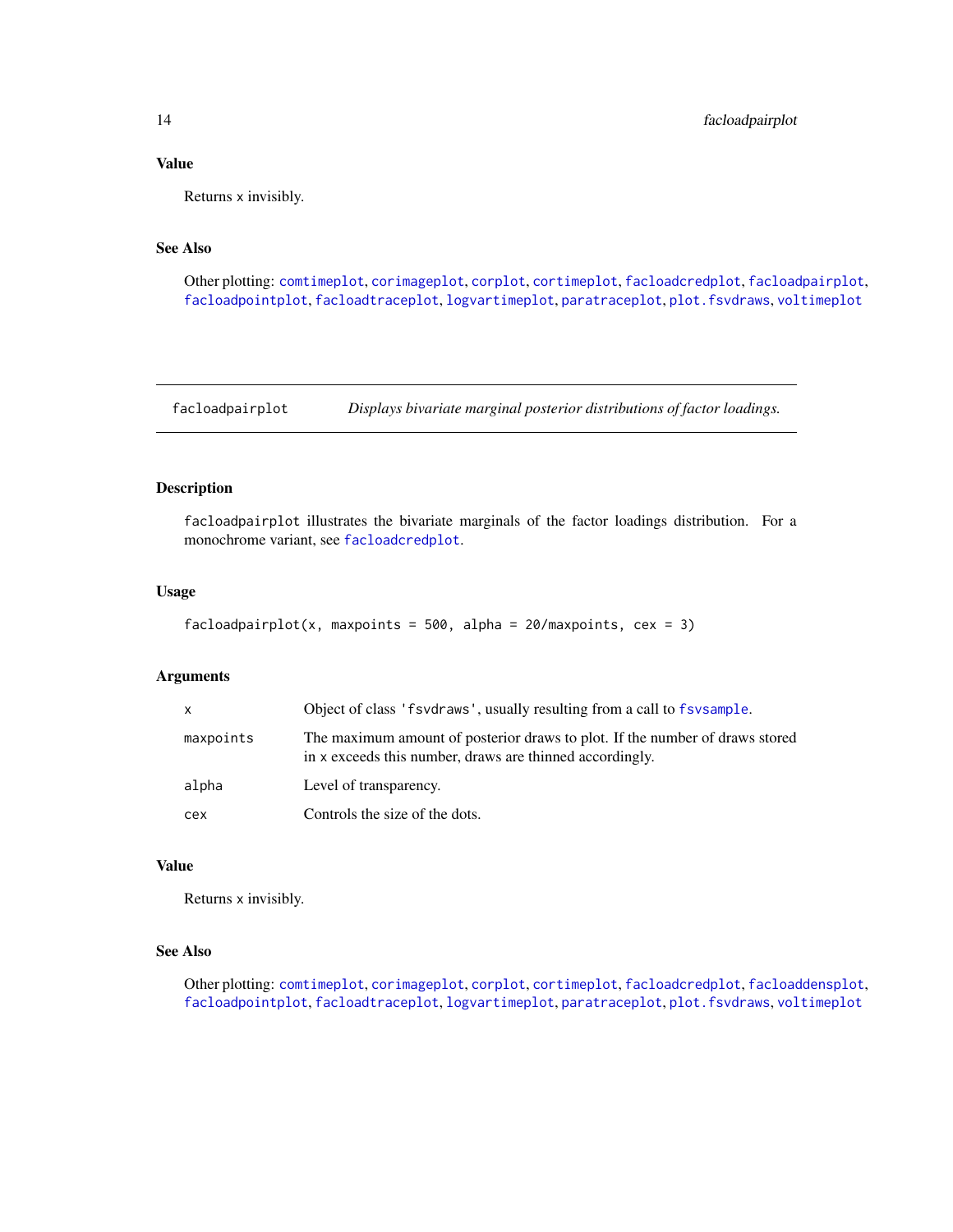### Value

Returns x invisibly.

### See Also

Other plotting: `comtimeplot`, `corimageplot`, `corplot`, `cortimeplot`, `facloadcredplot`, `facloadpairplot`, `facloadpointplot`, `facloadtraceplot`, `logvartimeplot`, `paratraceplot`, `plot.fsvdraws`, `voltimeplot`

---

## facloadpairplot — *Displays bivariate marginal posterior distributions of factor loadings.*

### Description

`facloadpairplot` illustrates the bivariate marginals of the factor loadings distribution. For a monochrome variant, see `facloadcredplot`.

### Usage

```
facloadpairplot(x, maxpoints = 500, alpha = 20/maxpoints, cex = 3)
```

### Arguments

| | |
|---|---|
| x | Object of class 'fsvdraws', usually resulting from a call to `fsvsample`. |
| maxpoints | The maximum amount of posterior draws to plot. If the number of draws stored in x exceeds this number, draws are thinned accordingly. |
| alpha | Level of transparency. |
| cex | Controls the size of the dots. |

### Value

Returns x invisibly.

### See Also

Other plotting: `comtimeplot`, `corimageplot`, `corplot`, `cortimeplot`, `facloadcredplot`, `facloaddensplot`, `facloadpointplot`, `facloadtraceplot`, `logvartimeplot`, `paratraceplot`, `plot.fsvdraws`, `voltimeplot`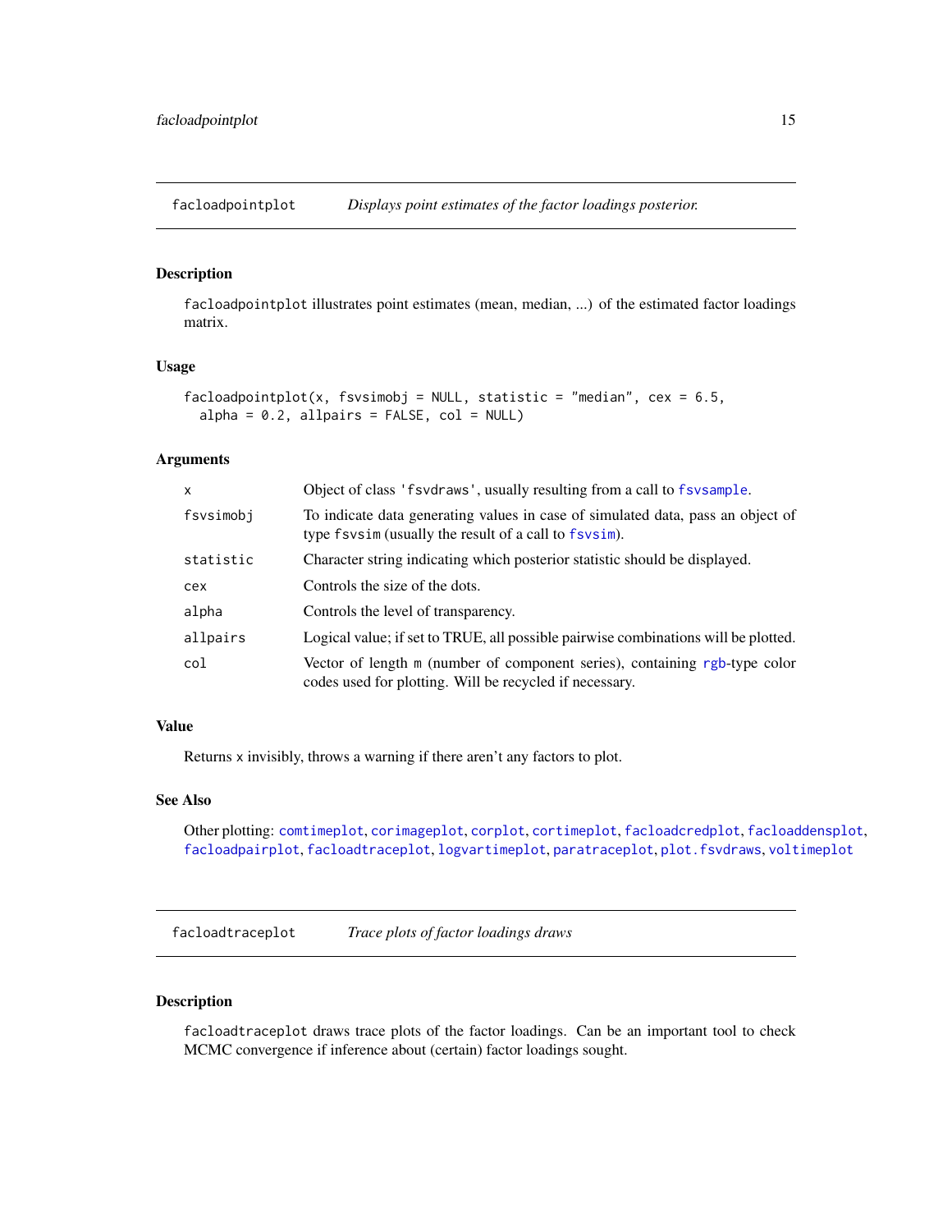## facloadpointplot — *Displays point estimates of the factor loadings posterior.*

### Description

`facloadpointplot` illustrates point estimates (mean, median, ...) of the estimated factor loadings matrix.

### Usage

```
facloadpointplot(x, fsvsimobj = NULL, statistic = "median", cex = 6.5,
  alpha = 0.2, allpairs = FALSE, col = NULL)
```

### Arguments

| | |
|---|---|
| `x` | Object of class `'fsvdraws'`, usually resulting from a call to `fsvsample`. |
| `fsvsimobj` | To indicate data generating values in case of simulated data, pass an object of type `fsvsim` (usually the result of a call to `fsvsim`). |
| `statistic` | Character string indicating which posterior statistic should be displayed. |
| `cex` | Controls the size of the dots. |
| `alpha` | Controls the level of transparency. |
| `allpairs` | Logical value; if set to TRUE, all possible pairwise combinations will be plotted. |
| `col` | Vector of length `m` (number of component series), containing `rgb`-type color codes used for plotting. Will be recycled if necessary. |

### Value

Returns `x` invisibly, throws a warning if there aren't any factors to plot.

### See Also

Other plotting: `comtimeplot`, `corimageplot`, `corplot`, `cortimeplot`, `facloadcredplot`, `facloaddensplot`, `facloadpairplot`, `facloadtraceplot`, `logvartimeplot`, `paratraceplot`, `plot.fsvdraws`, `voltimeplot`

## facloadtraceplot — *Trace plots of factor loadings draws*

### Description

`facloadtraceplot` draws trace plots of the factor loadings. Can be an important tool to check MCMC convergence if inference about (certain) factor loadings sought.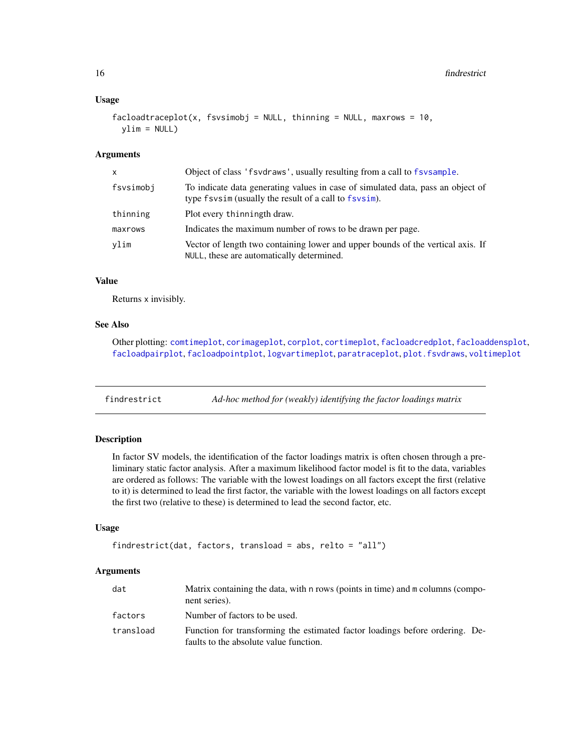### Usage

```
facloadtraceplot(x, fsvsimobj = NULL, thinning = NULL, maxrows = 10,
  ylim = NULL)
```

### Arguments

| | |
|---|---|
| `x` | Object of class 'fsvdraws', usually resulting from a call to `fsvsample`. |
| `fsvsimobj` | To indicate data generating values in case of simulated data, pass an object of type `fsvsim` (usually the result of a call to `fsvsim`). |
| `thinning` | Plot every `thinning`th draw. |
| `maxrows` | Indicates the maximum number of rows to be drawn per page. |
| `ylim` | Vector of length two containing lower and upper bounds of the vertical axis. If `NULL`, these are automatically determined. |

### Value

Returns `x` invisibly.

### See Also

Other plotting: `comtimeplot`, `corimageplot`, `corplot`, `cortimeplot`, `facloadcredplot`, `facloaddensplot`, `facloadpairplot`, `facloadpointplot`, `logvartimeplot`, `paratraceplot`, `plot.fsvdraws`, `voltimeplot`

---

## findrestrict — *Ad-hoc method for (weakly) identifying the factor loadings matrix*

### Description

In factor SV models, the identification of the factor loadings matrix is often chosen through a preliminary static factor analysis. After a maximum likelihood factor model is fit to the data, variables are ordered as follows: The variable with the lowest loadings on all factors except the first (relative to it) is determined to lead the first factor, the variable with the lowest loadings on all factors except the first two (relative to these) is determined to lead the second factor, etc.

### Usage

```
findrestrict(dat, factors, transload = abs, relto = "all")
```

### Arguments

| | |
|---|---|
| `dat` | Matrix containing the data, with `n` rows (points in time) and `m` columns (component series). |
| `factors` | Number of factors to be used. |
| `transload` | Function for transforming the estimated factor loadings before ordering. Defaults to the absolute value function. |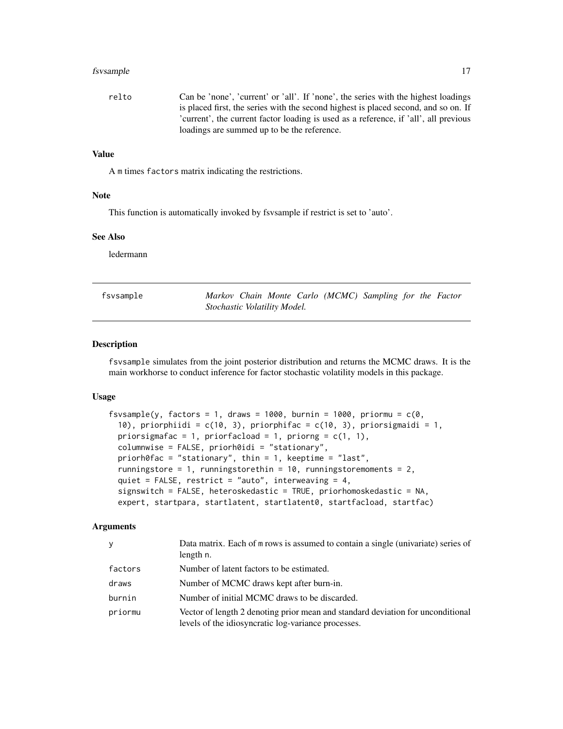| | |
|---|---|
| relto | Can be 'none', 'current' or 'all'. If 'none', the series with the highest loadings is placed first, the series with the second highest is placed second, and so on. If 'current', the current factor loading is used as a reference, if 'all', all previous loadings are summed up to be the reference. |

### Value

A m times factors matrix indicating the restrictions.

### Note

This function is automatically invoked by fsvsample if restrict is set to 'auto'.

### See Also

ledermann

---

## fsvsample — *Markov Chain Monte Carlo (MCMC) Sampling for the Factor Stochastic Volatility Model.*

---

### Description

fsvsample simulates from the joint posterior distribution and returns the MCMC draws. It is the main workhorse to conduct inference for factor stochastic volatility models in this package.

### Usage

```
fsvsample(y, factors = 1, draws = 1000, burnin = 1000, priormu = c(0,
  10), priorphiidi = c(10, 3), priorphifac = c(10, 3), priorsigmaidi = 1,
  priorsigmafac = 1, priorfacload = 1, priorng = c(1, 1),
  columnwise = FALSE, priorh0idi = "stationary",
  priorh0fac = "stationary", thin = 1, keeptime = "last",
  runningstore = 1, runningstorethin = 10, runningstoremoments = 2,
  quiet = FALSE, restrict = "auto", interweaving = 4,
  signswitch = FALSE, heteroskedastic = TRUE, priorhomoskedastic = NA,
  expert, startpara, startlatent, startlatent0, startfacload, startfac)
```

### Arguments

| | |
|---|---|
| y | Data matrix. Each of m rows is assumed to contain a single (univariate) series of length n. |
| factors | Number of latent factors to be estimated. |
| draws | Number of MCMC draws kept after burn-in. |
| burnin | Number of initial MCMC draws to be discarded. |
| priormu | Vector of length 2 denoting prior mean and standard deviation for unconditional levels of the idiosyncratic log-variance processes. |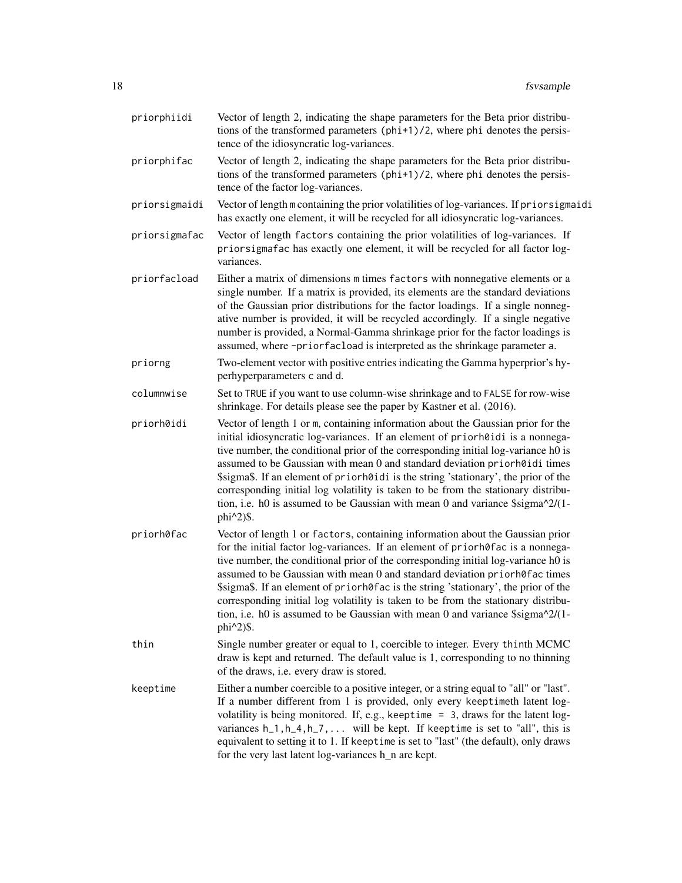| | |
|---|---|
| `priorphiidi` | Vector of length 2, indicating the shape parameters for the Beta prior distributions of the transformed parameters `(phi+1)/2`, where `phi` denotes the persistence of the idiosyncratic log-variances. |
| `priorphifac` | Vector of length 2, indicating the shape parameters for the Beta prior distributions of the transformed parameters `(phi+1)/2`, where `phi` denotes the persistence of the factor log-variances. |
| `priorsigmaidi` | Vector of length `m` containing the prior volatilities of log-variances. If `priorsigmaidi` has exactly one element, it will be recycled for all idiosyncratic log-variances. |
| `priorsigmafac` | Vector of length `factors` containing the prior volatilities of log-variances. If `priorsigmafac` has exactly one element, it will be recycled for all factor log-variances. |
| `priorfacload` | Either a matrix of dimensions `m` times `factors` with nonnegative elements or a single number. If a matrix is provided, its elements are the standard deviations of the Gaussian prior distributions for the factor loadings. If a single nonnegative number is provided, it will be recycled accordingly. If a single negative number is provided, a Normal-Gamma shrinkage prior for the factor loadings is assumed, where `-priorfacload` is interpreted as the shrinkage parameter `a`. |
| `priorng` | Two-element vector with positive entries indicating the Gamma hyperprior's hyperhyperparameters `c` and `d`. |
| `columnwise` | Set to `TRUE` if you want to use column-wise shrinkage and to `FALSE` for row-wise shrinkage. For details please see the paper by Kastner et al. (2016). |
| `priorh0idi` | Vector of length 1 or `m`, containing information about the Gaussian prior for the initial idiosyncratic log-variances. If an element of `priorh0idi` is a nonnegative number, the conditional prior of the corresponding initial log-variance h0 is assumed to be Gaussian with mean 0 and standard deviation `priorh0idi` times \$sigma\$. If an element of `priorh0idi` is the string 'stationary', the prior of the corresponding initial log volatility is taken to be from the stationary distribution, i.e. h0 is assumed to be Gaussian with mean 0 and variance \$sigma^2/(1-phi^2)\$. |
| `priorh0fac` | Vector of length 1 or `factors`, containing information about the Gaussian prior for the initial factor log-variances. If an element of `priorh0fac` is a nonnegative number, the conditional prior of the corresponding initial log-variance h0 is assumed to be Gaussian with mean 0 and standard deviation `priorh0fac` times \$sigma\$. If an element of `priorh0fac` is the string 'stationary', the prior of the corresponding initial log volatility is taken to be from the stationary distribution, i.e. h0 is assumed to be Gaussian with mean 0 and variance \$sigma^2/(1-phi^2)\$. |
| `thin` | Single number greater or equal to 1, coercible to integer. Every `thin`th MCMC draw is kept and returned. The default value is 1, corresponding to no thinning of the draws, i.e. every draw is stored. |
| `keeptime` | Either a number coercible to a positive integer, or a string equal to "all" or "last". If a number different from 1 is provided, only every `keeptime`th latent log-volatility is being monitored. If, e.g., `keeptime = 3`, draws for the latent log-variances `h_1,h_4,h_7,...` will be kept. If `keeptime` is set to "all", this is equivalent to setting it to 1. If `keeptime` is set to "last" (the default), only draws for the very last latent log-variances h_n are kept. |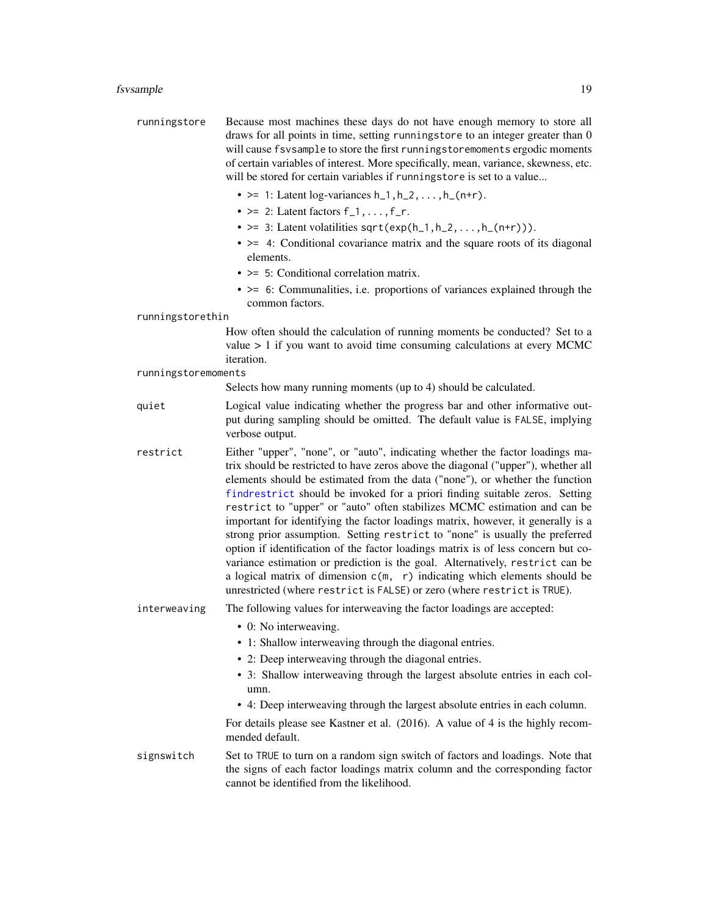`runningstore`
: Because most machines these days do not have enough memory to store all draws for all points in time, setting `runningstore` to an integer greater than 0 will cause `fsvsample` to store the first `runningstoremoments` ergodic moments of certain variables of interest. More specifically, mean, variance, skewness, etc. will be stored for certain variables if `runningstore` is set to a value...

  - `>= 1`: Latent log-variances `h_1,h_2,...,h_(n+r)`.
  - `>= 2`: Latent factors `f_1,...,f_r`.
  - `>= 3`: Latent volatilities `sqrt(exp(h_1,h_2,...,h_(n+r)))`.
  - `>= 4`: Conditional covariance matrix and the square roots of its diagonal elements.
  - `>= 5`: Conditional correlation matrix.
  - `>= 6`: Communalities, i.e. proportions of variances explained through the common factors.

`runningstorethin`
: How often should the calculation of running moments be conducted? Set to a value > 1 if you want to avoid time consuming calculations at every MCMC iteration.

`runningstoremoments`
: Selects how many running moments (up to 4) should be calculated.

`quiet`
: Logical value indicating whether the progress bar and other informative output during sampling should be omitted. The default value is `FALSE`, implying verbose output.

`restrict`
: Either "upper", "none", or "auto", indicating whether the factor loadings matrix should be restricted to have zeros above the diagonal ("upper"), whether all elements should be estimated from the data ("none"), or whether the function `findrestrict` should be invoked for a priori finding suitable zeros. Setting `restrict` to "upper" or "auto" often stabilizes MCMC estimation and can be important for identifying the factor loadings matrix, however, it generally is a strong prior assumption. Setting `restrict` to "none" is usually the preferred option if identification of the factor loadings matrix is of less concern but covariance estimation or prediction is the goal. Alternatively, `restrict` can be a logical matrix of dimension `c(m, r)` indicating which elements should be unrestricted (where `restrict` is `FALSE`) or zero (where `restrict` is `TRUE`).

`interweaving`
: The following values for interweaving the factor loadings are accepted:

  - 0: No interweaving.
  - 1: Shallow interweaving through the diagonal entries.
  - 2: Deep interweaving through the diagonal entries.
  - 3: Shallow interweaving through the largest absolute entries in each column.
  - 4: Deep interweaving through the largest absolute entries in each column.

  For details please see Kastner et al. (2016). A value of 4 is the highly recommended default.

`signswitch`
: Set to `TRUE` to turn on a random sign switch of factors and loadings. Note that the signs of each factor loadings matrix column and the corresponding factor cannot be identified from the likelihood.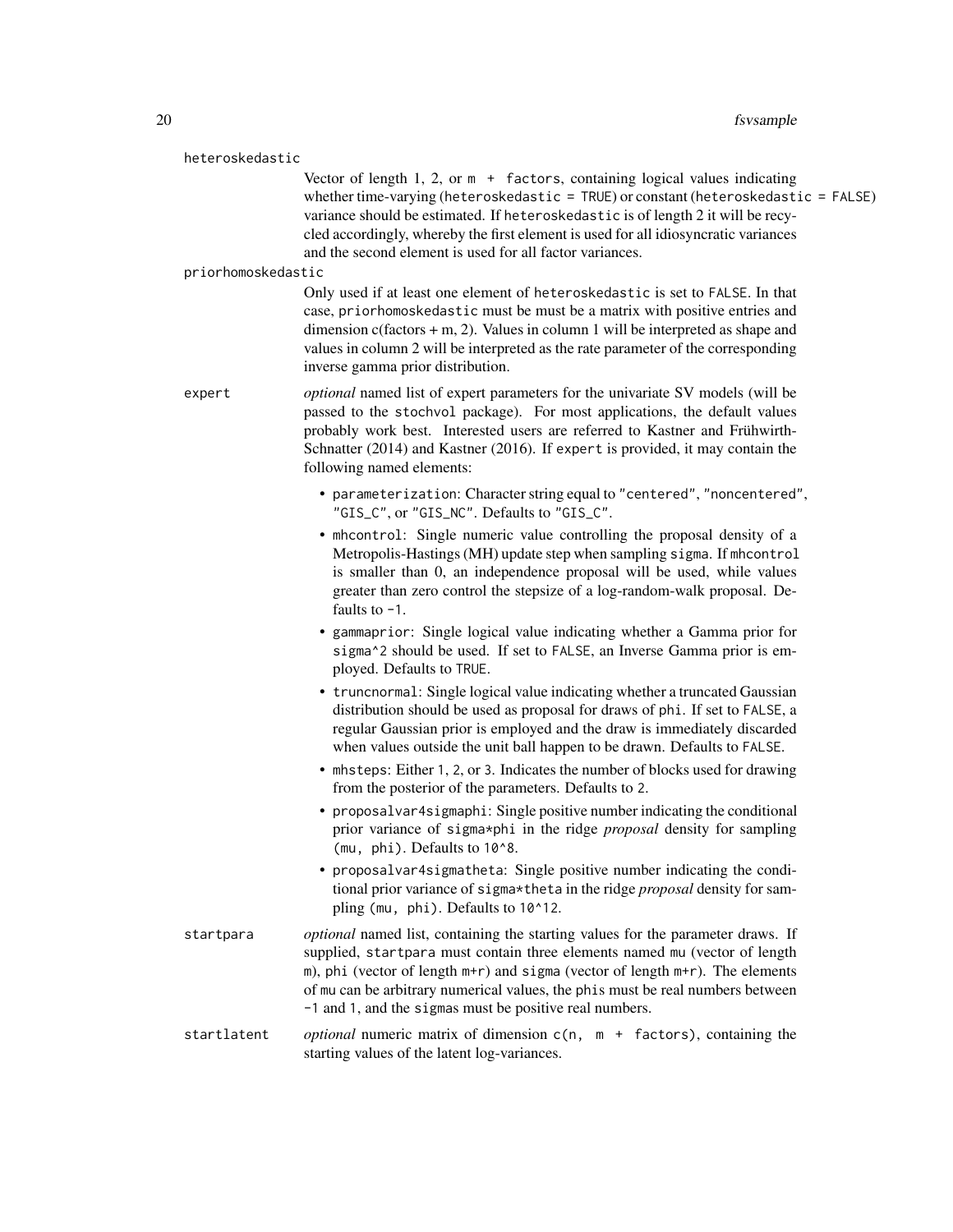heteroskedastic

Vector of length 1, 2, or `m + factors`, containing logical values indicating whether time-varying (`heteroskedastic = TRUE`) or constant (`heteroskedastic = FALSE`) variance should be estimated. If `heteroskedastic` is of length 2 it will be recycled accordingly, whereby the first element is used for all idiosyncratic variances and the second element is used for all factor variances.

priorhomoskedastic

Only used if at least one element of `heteroskedastic` is set to `FALSE`. In that case, `priorhomoskedastic` must be must be a matrix with positive entries and dimension c(factors + m, 2). Values in column 1 will be interpreted as shape and values in column 2 will be interpreted as the rate parameter of the corresponding inverse gamma prior distribution.

expert

*optional* named list of expert parameters for the univariate SV models (will be passed to the `stochvol` package). For most applications, the default values probably work best. Interested users are referred to Kastner and Frühwirth-Schnatter (2014) and Kastner (2016). If `expert` is provided, it may contain the following named elements:

- `parameterization`: Character string equal to `"centered"`, `"noncentered"`, `"GIS_C"`, or `"GIS_NC"`. Defaults to `"GIS_C"`.
- `mhcontrol`: Single numeric value controlling the proposal density of a Metropolis-Hastings (MH) update step when sampling `sigma`. If `mhcontrol` is smaller than 0, an independence proposal will be used, while values greater than zero control the stepsize of a log-random-walk proposal. Defaults to `-1`.
- `gammaprior`: Single logical value indicating whether a Gamma prior for `sigma^2` should be used. If set to `FALSE`, an Inverse Gamma prior is employed. Defaults to `TRUE`.
- `truncnormal`: Single logical value indicating whether a truncated Gaussian distribution should be used as proposal for draws of `phi`. If set to `FALSE`, a regular Gaussian prior is employed and the draw is immediately discarded when values outside the unit ball happen to be drawn. Defaults to `FALSE`.
- `mhsteps`: Either `1`, `2`, or `3`. Indicates the number of blocks used for drawing from the posterior of the parameters. Defaults to `2`.
- `proposalvar4sigmaphi`: Single positive number indicating the conditional prior variance of `sigma*phi` in the ridge *proposal* density for sampling `(mu, phi)`. Defaults to `10^8`.
- `proposalvar4sigmatheta`: Single positive number indicating the conditional prior variance of `sigma*theta` in the ridge *proposal* density for sampling `(mu, phi)`. Defaults to `10^12`.

startpara

*optional* named list, containing the starting values for the parameter draws. If supplied, `startpara` must contain three elements named `mu` (vector of length `m`), `phi` (vector of length `m+r`) and `sigma` (vector of length `m+r`). The elements of `mu` can be arbitrary numerical values, the `phi`s must be real numbers between `-1` and `1`, and the `sigma`s must be positive real numbers.

startlatent

*optional* numeric matrix of dimension `c(n, m + factors)`, containing the starting values of the latent log-variances.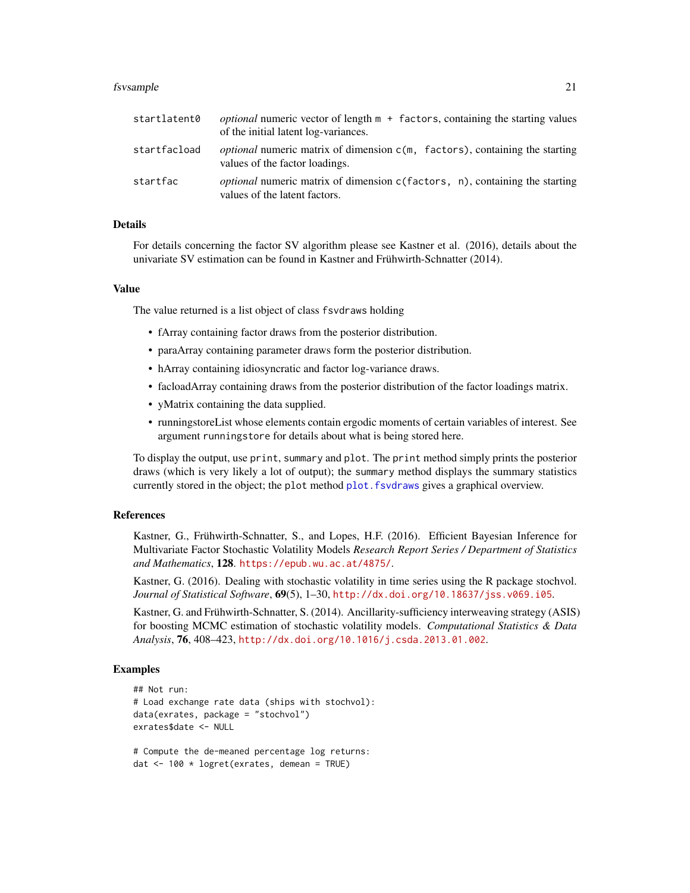| | |
|---|---|
| `startlatent0` | *optional* numeric vector of length `m + factors`, containing the starting values of the initial latent log-variances. |
| `startfacload` | *optional* numeric matrix of dimension `c(m, factors)`, containing the starting values of the factor loadings. |
| `startfac` | *optional* numeric matrix of dimension `c(factors, n)`, containing the starting values of the latent factors. |

## Details

For details concerning the factor SV algorithm please see Kastner et al. (2016), details about the univariate SV estimation can be found in Kastner and Frühwirth-Schnatter (2014).

## Value

The value returned is a list object of class `fsvdraws` holding

- fArray containing factor draws from the posterior distribution.
- paraArray containing parameter draws form the posterior distribution.
- hArray containing idiosyncratic and factor log-variance draws.
- facloadArray containing draws from the posterior distribution of the factor loadings matrix.
- yMatrix containing the data supplied.
- runningstoreList whose elements contain ergodic moments of certain variables of interest. See argument `runningstore` for details about what is being stored here.

To display the output, use `print`, `summary` and `plot`. The `print` method simply prints the posterior draws (which is very likely a lot of output); the `summary` method displays the summary statistics currently stored in the object; the `plot` method `plot.fsvdraws` gives a graphical overview.

## References

Kastner, G., Frühwirth-Schnatter, S., and Lopes, H.F. (2016). Efficient Bayesian Inference for Multivariate Factor Stochastic Volatility Models *Research Report Series / Department of Statistics and Mathematics*, **128**. https://epub.wu.ac.at/4875/.

Kastner, G. (2016). Dealing with stochastic volatility in time series using the R package stochvol. *Journal of Statistical Software*, **69**(5), 1–30, http://dx.doi.org/10.18637/jss.v069.i05.

Kastner, G. and Frühwirth-Schnatter, S. (2014). Ancillarity-sufficiency interweaving strategy (ASIS) for boosting MCMC estimation of stochastic volatility models. *Computational Statistics & Data Analysis*, **76**, 408–423, http://dx.doi.org/10.1016/j.csda.2013.01.002.

## Examples

```
## Not run:
# Load exchange rate data (ships with stochvol):
data(exrates, package = "stochvol")
exrates$date <- NULL

# Compute the de-meaned percentage log returns:
dat <- 100 * logret(exrates, demean = TRUE)
```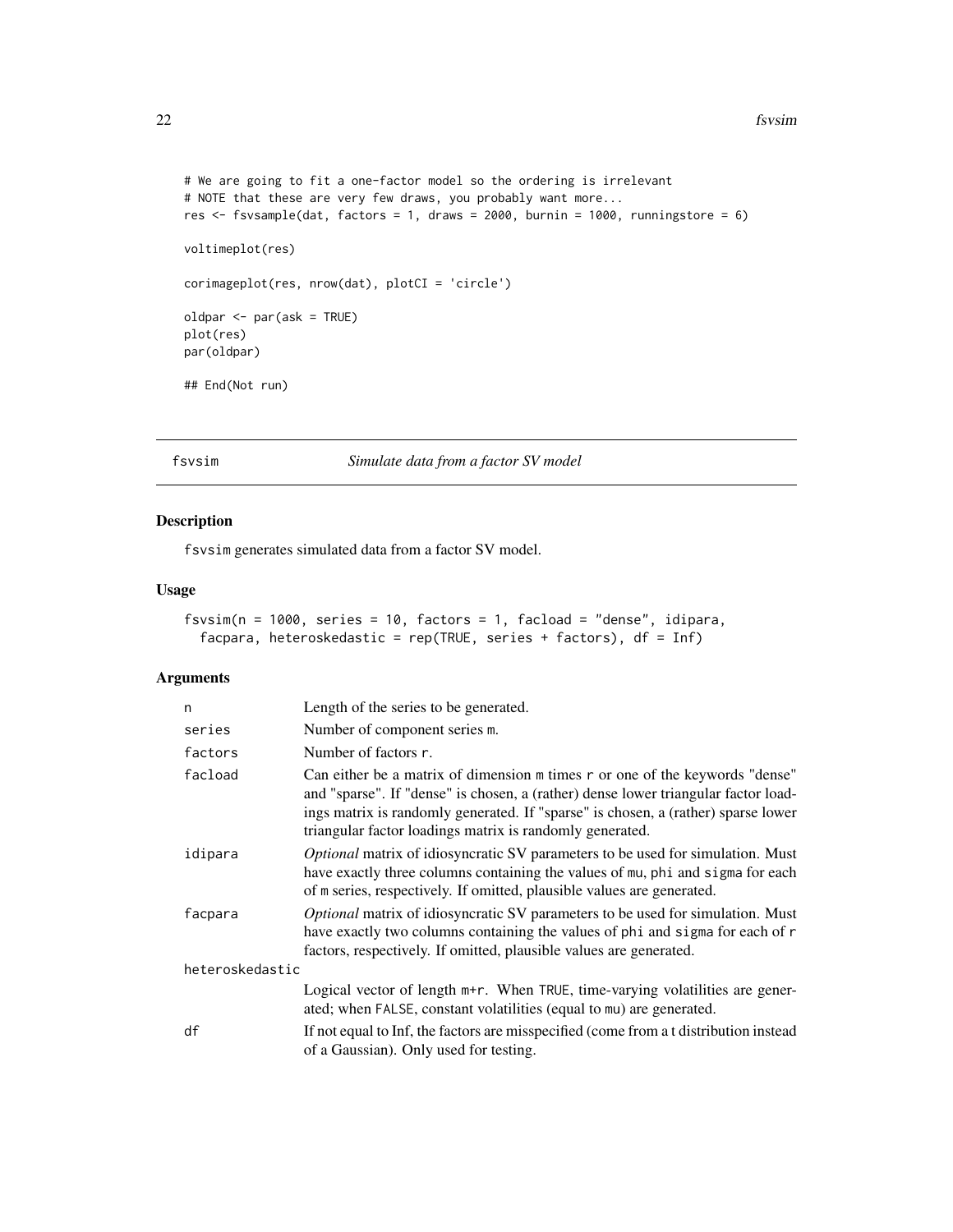```
# We are going to fit a one-factor model so the ordering is irrelevant
# NOTE that these are very few draws, you probably want more...
res <- fsvsample(dat, factors = 1, draws = 2000, burnin = 1000, runningstore = 6)

voltimeplot(res)

corimageplot(res, nrow(dat), plotCI = 'circle')

oldpar <- par(ask = TRUE)
plot(res)
par(oldpar)

## End(Not run)
```

## fsvsim — *Simulate data from a factor SV model*

### Description

fsvsim generates simulated data from a factor SV model.

### Usage

```
fsvsim(n = 1000, series = 10, factors = 1, facload = "dense", idipara,
  facpara, heteroskedastic = rep(TRUE, series + factors), df = Inf)
```

### Arguments

| Argument | Description |
| --- | --- |
| n | Length of the series to be generated. |
| series | Number of component series m. |
| factors | Number of factors r. |
| facload | Can either be a matrix of dimension m times r or one of the keywords "dense" and "sparse". If "dense" is chosen, a (rather) dense lower triangular factor loadings matrix is randomly generated. If "sparse" is chosen, a (rather) sparse lower triangular factor loadings matrix is randomly generated. |
| idipara | *Optional* matrix of idiosyncratic SV parameters to be used for simulation. Must have exactly three columns containing the values of mu, phi and sigma for each of m series, respectively. If omitted, plausible values are generated. |
| facpara | *Optional* matrix of idiosyncratic SV parameters to be used for simulation. Must have exactly two columns containing the values of phi and sigma for each of r factors, respectively. If omitted, plausible values are generated. |
| heteroskedastic | Logical vector of length m+r. When TRUE, time-varying volatilities are generated; when FALSE, constant volatilities (equal to mu) are generated. |
| df | If not equal to Inf, the factors are misspecified (come from a t distribution instead of a Gaussian). Only used for testing. |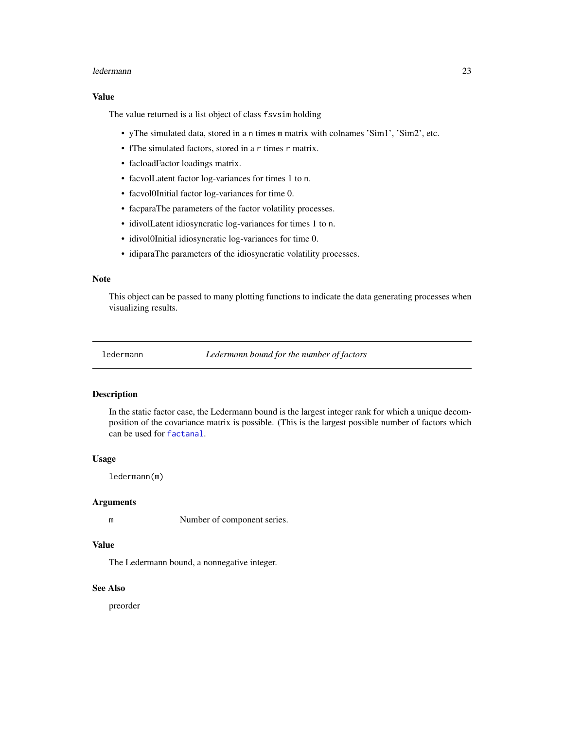## Value

The value returned is a list object of class `fsvsim` holding

- yThe simulated data, stored in a `n` times `m` matrix with colnames 'Sim1', 'Sim2', etc.
- fThe simulated factors, stored in a `r` times `r` matrix.
- facloadFactor loadings matrix.
- facvolLatent factor log-variances for times 1 to `n`.
- facvol0Initial factor log-variances for time 0.
- facparaThe parameters of the factor volatility processes.
- idivolLatent idiosyncratic log-variances for times 1 to `n`.
- idivol0Initial idiosyncratic log-variances for time 0.
- idiparaThe parameters of the idiosyncratic volatility processes.

## Note

This object can be passed to many plotting functions to indicate the data generating processes when visualizing results.

---

# ledermann — *Ledermann bound for the number of factors*

## Description

In the static factor case, the Ledermann bound is the largest integer rank for which a unique decomposition of the covariance matrix is possible. (This is the largest possible number of factors which can be used for `factanal`.

## Usage

```
ledermann(m)
```

## Arguments

| | |
|---|---|
| `m` | Number of component series. |

## Value

The Ledermann bound, a nonnegative integer.

## See Also

preorder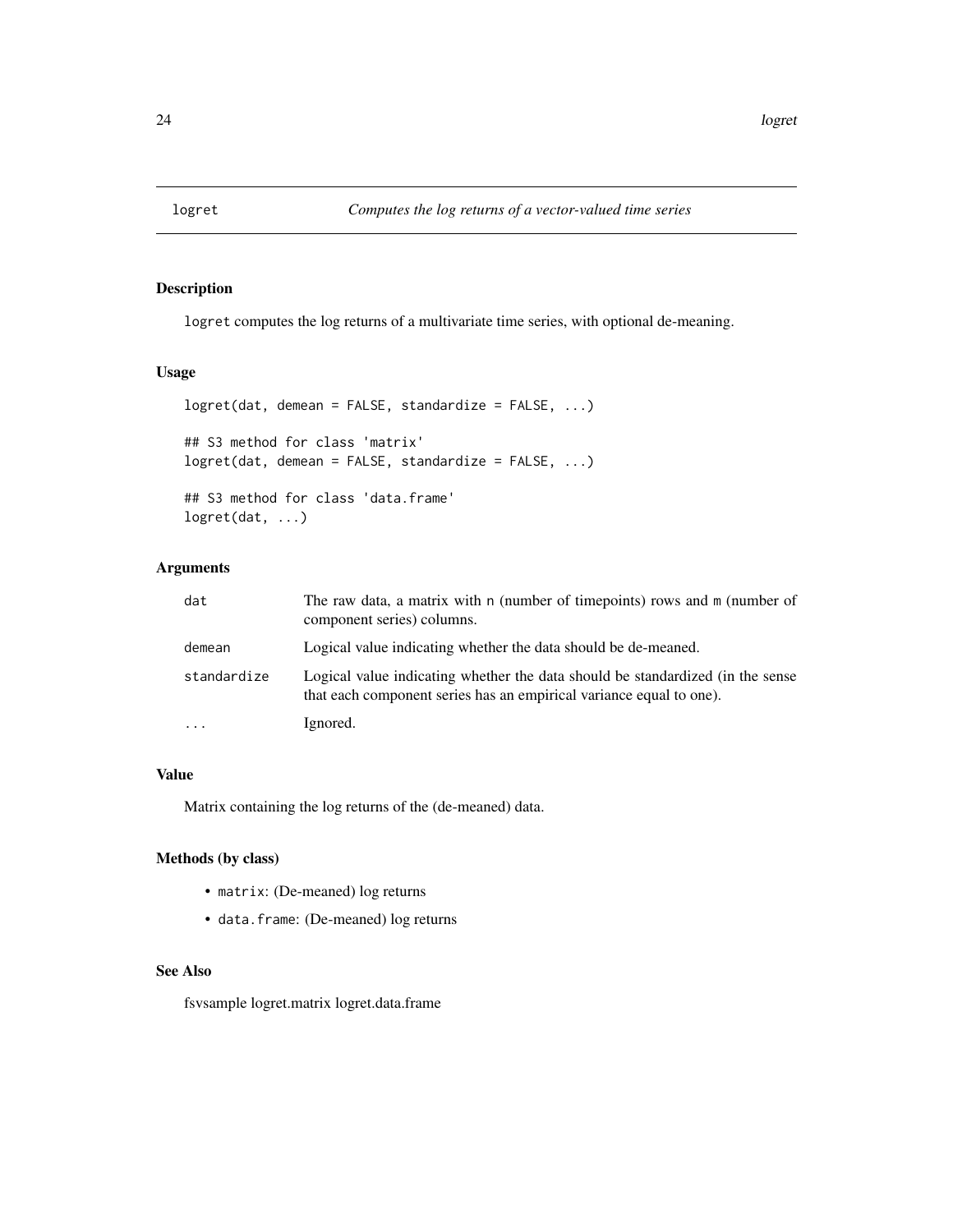## logret — *Computes the log returns of a vector-valued time series*

### Description

`logret` computes the log returns of a multivariate time series, with optional de-meaning.

### Usage

```
logret(dat, demean = FALSE, standardize = FALSE, ...)

## S3 method for class 'matrix'
logret(dat, demean = FALSE, standardize = FALSE, ...)

## S3 method for class 'data.frame'
logret(dat, ...)
```

### Arguments

| | |
|---|---|
| `dat` | The raw data, a matrix with `n` (number of timepoints) rows and `m` (number of component series) columns. |
| `demean` | Logical value indicating whether the data should be de-meaned. |
| `standardize` | Logical value indicating whether the data should be standardized (in the sense that each component series has an empirical variance equal to one). |
| `...` | Ignored. |

### Value

Matrix containing the log returns of the (de-meaned) data.

### Methods (by class)

- `matrix`: (De-meaned) log returns
- `data.frame`: (De-meaned) log returns

### See Also

fsvsample logret.matrix logret.data.frame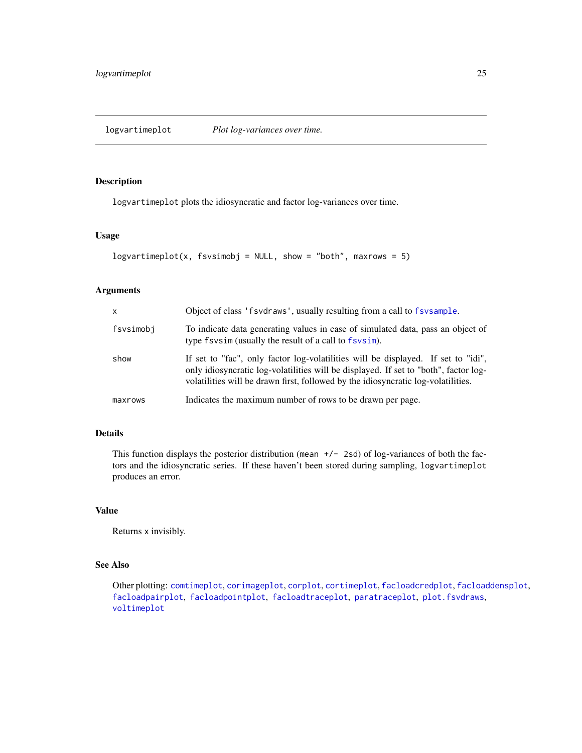## logvartimeplot — *Plot log-variances over time.*

### Description

`logvartimeplot` plots the idiosyncratic and factor log-variances over time.

### Usage

```
logvartimeplot(x, fsvsimobj = NULL, show = "both", maxrows = 5)
```

### Arguments

| | |
|---|---|
| `x` | Object of class `'fsvdraws'`, usually resulting from a call to `fsvsample`. |
| `fsvsimobj` | To indicate data generating values in case of simulated data, pass an object of type `fsvsim` (usually the result of a call to `fsvsim`). |
| `show` | If set to "fac", only factor log-volatilities will be displayed. If set to "idi", only idiosyncratic log-volatilities will be displayed. If set to "both", factor log-volatilities will be drawn first, followed by the idiosyncratic log-volatilities. |
| `maxrows` | Indicates the maximum number of rows to be drawn per page. |

### Details

This function displays the posterior distribution (`mean +/- 2sd`) of log-variances of both the factors and the idiosyncratic series. If these haven't been stored during sampling, `logvartimeplot` produces an error.

### Value

Returns `x` invisibly.

### See Also

Other plotting: `comtimeplot`, `corimageplot`, `corplot`, `cortimeplot`, `facloadcredplot`, `facloaddensplot`, `facloadpairplot`, `facloadpointplot`, `facloadtraceplot`, `paratraceplot`, `plot.fsvdraws`, `voltimeplot`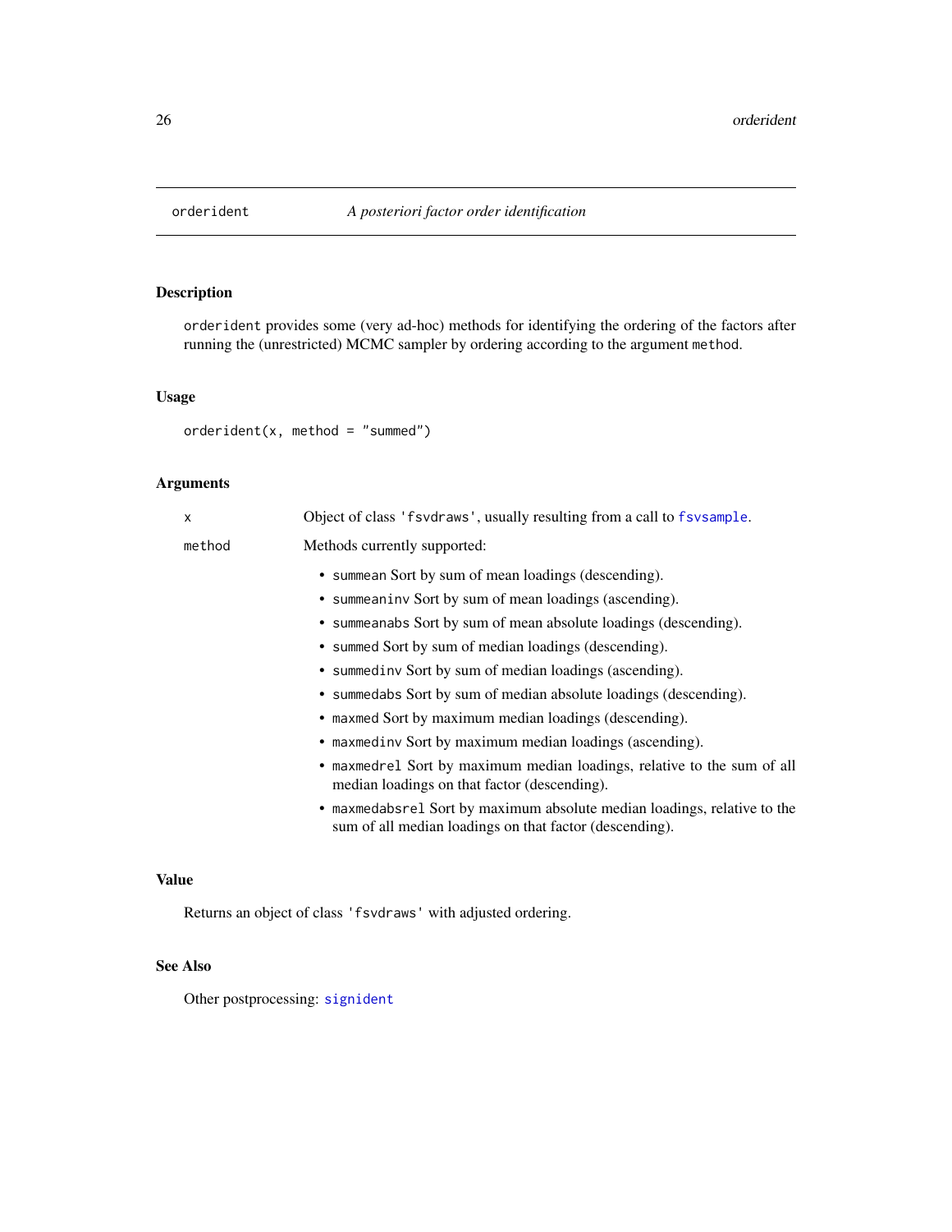## orderident — *A posteriori factor order identification*

### Description

`orderident` provides some (very ad-hoc) methods for identifying the ordering of the factors after running the (unrestricted) MCMC sampler by ordering according to the argument `method`.

### Usage

```
orderident(x, method = "summed")
```

### Arguments

| | |
|---|---|
| `x` | Object of class `'fsvdraws'`, usually resulting from a call to `fsvsample`. |
| `method` | Methods currently supported: |

- `summean` Sort by sum of mean loadings (descending).
- `summeaninv` Sort by sum of mean loadings (ascending).
- `summeanabs` Sort by sum of mean absolute loadings (descending).
- `summed` Sort by sum of median loadings (descending).
- `summedinv` Sort by sum of median loadings (ascending).
- `summedabs` Sort by sum of median absolute loadings (descending).
- `maxmed` Sort by maximum median loadings (descending).
- `maxmedinv` Sort by maximum median loadings (ascending).
- `maxmedrel` Sort by maximum median loadings, relative to the sum of all median loadings on that factor (descending).
- `maxmedabsrel` Sort by maximum absolute median loadings, relative to the sum of all median loadings on that factor (descending).

### Value

Returns an object of class `'fsvdraws'` with adjusted ordering.

### See Also

Other postprocessing: `signident`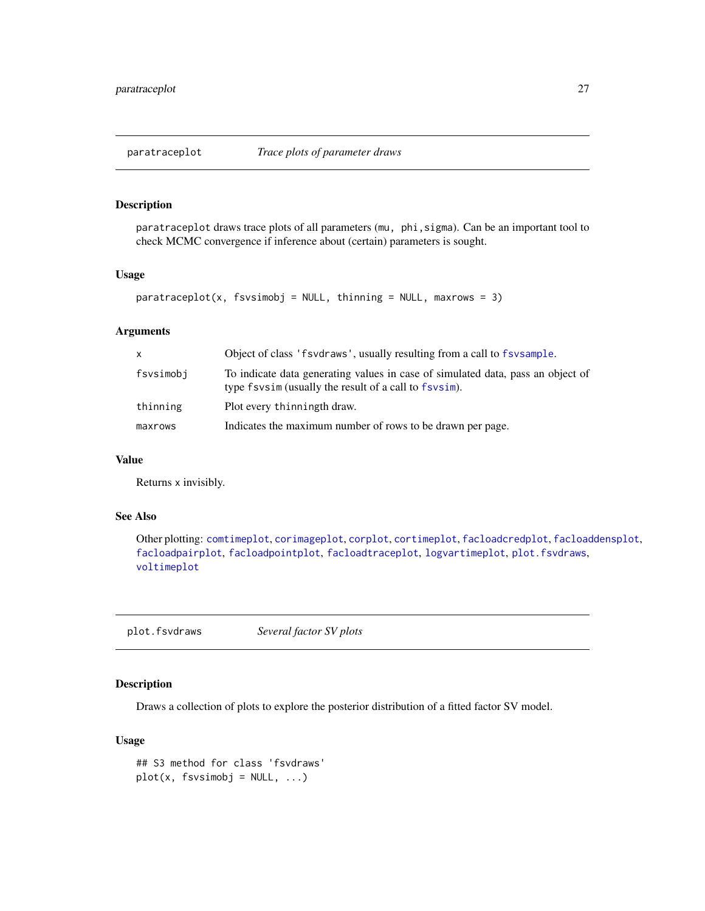## paratraceplot — *Trace plots of parameter draws*

### Description

`paratraceplot` draws trace plots of all parameters (`mu, phi,sigma`). Can be an important tool to check MCMC convergence if inference about (certain) parameters is sought.

### Usage

```
paratraceplot(x, fsvsimobj = NULL, thinning = NULL, maxrows = 3)
```

### Arguments

| | |
|---|---|
| `x` | Object of class `'fsvdraws'`, usually resulting from a call to `fsvsample`. |
| `fsvsimobj` | To indicate data generating values in case of simulated data, pass an object of type `fsvsim` (usually the result of a call to `fsvsim`). |
| `thinning` | Plot every `thinning`th draw. |
| `maxrows` | Indicates the maximum number of rows to be drawn per page. |

### Value

Returns x invisibly.

### See Also

Other plotting: `comtimeplot`, `corimageplot`, `corplot`, `cortimeplot`, `facloadcredplot`, `facloaddensplot`, `facloadpairplot`, `facloadpointplot`, `facloadtraceplot`, `logvartimeplot`, `plot.fsvdraws`, `voltimeplot`

## plot.fsvdraws — *Several factor SV plots*

### Description

Draws a collection of plots to explore the posterior distribution of a fitted factor SV model.

### Usage

```
## S3 method for class 'fsvdraws'
plot(x, fsvsimobj = NULL, ...)
```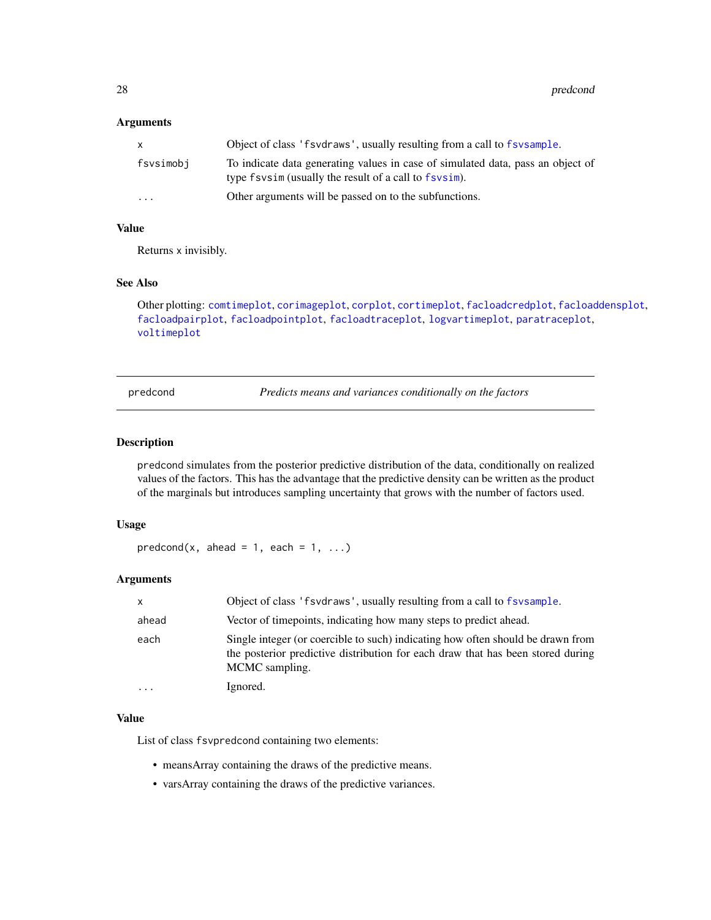### Arguments

| | |
|---|---|
| `x` | Object of class `'fsvdraws'`, usually resulting from a call to `fsvsample`. |
| `fsvsimobj` | To indicate data generating values in case of simulated data, pass an object of type `fsvsim` (usually the result of a call to `fsvsim`). |
| `...` | Other arguments will be passed on to the subfunctions. |

### Value

Returns `x` invisibly.

### See Also

Other plotting: `comtimeplot`, `corimageplot`, `corplot`, `cortimeplot`, `facloadcredplot`, `facloaddensplot`, `facloadpairplot`, `facloadpointplot`, `facloadtraceplot`, `logvartimeplot`, `paratraceplot`, `voltimeplot`

---

## predcond — *Predicts means and variances conditionally on the factors*

---

### Description

`predcond` simulates from the posterior predictive distribution of the data, conditionally on realized values of the factors. This has the advantage that the predictive density can be written as the product of the marginals but introduces sampling uncertainty that grows with the number of factors used.

### Usage

```
predcond(x, ahead = 1, each = 1, ...)
```

### Arguments

| | |
|---|---|
| `x` | Object of class `'fsvdraws'`, usually resulting from a call to `fsvsample`. |
| `ahead` | Vector of timepoints, indicating how many steps to predict ahead. |
| `each` | Single integer (or coercible to such) indicating how often should be drawn from the posterior predictive distribution for each draw that has been stored during MCMC sampling. |
| `...` | Ignored. |

### Value

List of class `fsvpredcond` containing two elements:

- meansArray containing the draws of the predictive means.
- varsArray containing the draws of the predictive variances.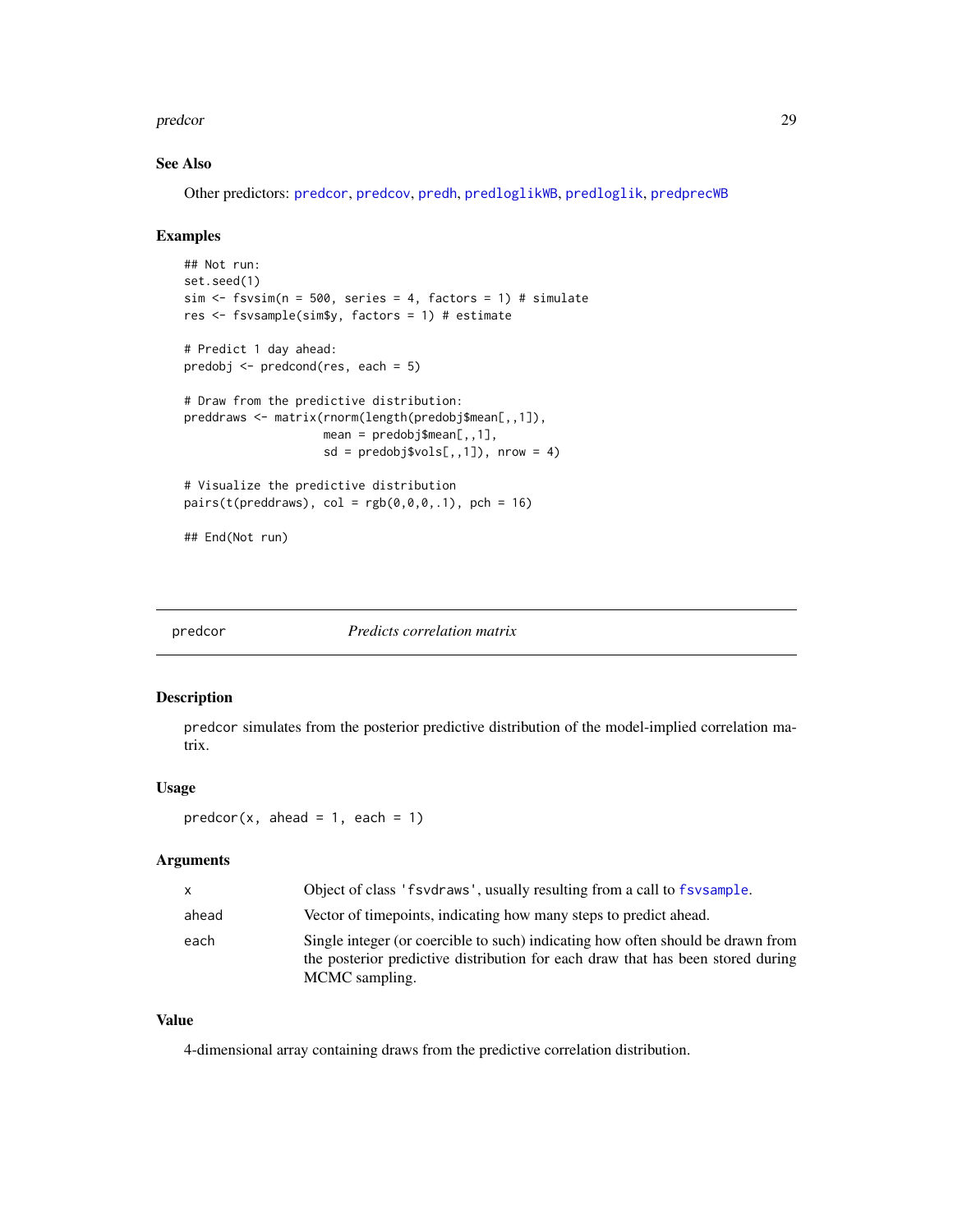### See Also

Other predictors: predcor, predcov, predh, predloglikWB, predloglik, predprecWB

### Examples

```
## Not run:
set.seed(1)
sim <- fsvsim(n = 500, series = 4, factors = 1) # simulate
res <- fsvsample(sim$y, factors = 1) # estimate

# Predict 1 day ahead:
predobj <- predcond(res, each = 5)

# Draw from the predictive distribution:
preddraws <- matrix(rnorm(length(predobj$mean[,,1]),
                    mean = predobj$mean[,,1],
                    sd = predobj$vols[,,1]), nrow = 4)

# Visualize the predictive distribution
pairs(t(preddraws), col = rgb(0,0,0,.1), pch = 16)

## End(Not run)
```

---

## predcor — *Predicts correlation matrix*

### Description

predcor simulates from the posterior predictive distribution of the model-implied correlation matrix.

### Usage

```
predcor(x, ahead = 1, each = 1)
```

### Arguments

| | |
|---|---|
| x | Object of class 'fsvdraws', usually resulting from a call to fsvsample. |
| ahead | Vector of timepoints, indicating how many steps to predict ahead. |
| each | Single integer (or coercible to such) indicating how often should be drawn from the posterior predictive distribution for each draw that has been stored during MCMC sampling. |

### Value

4-dimensional array containing draws from the predictive correlation distribution.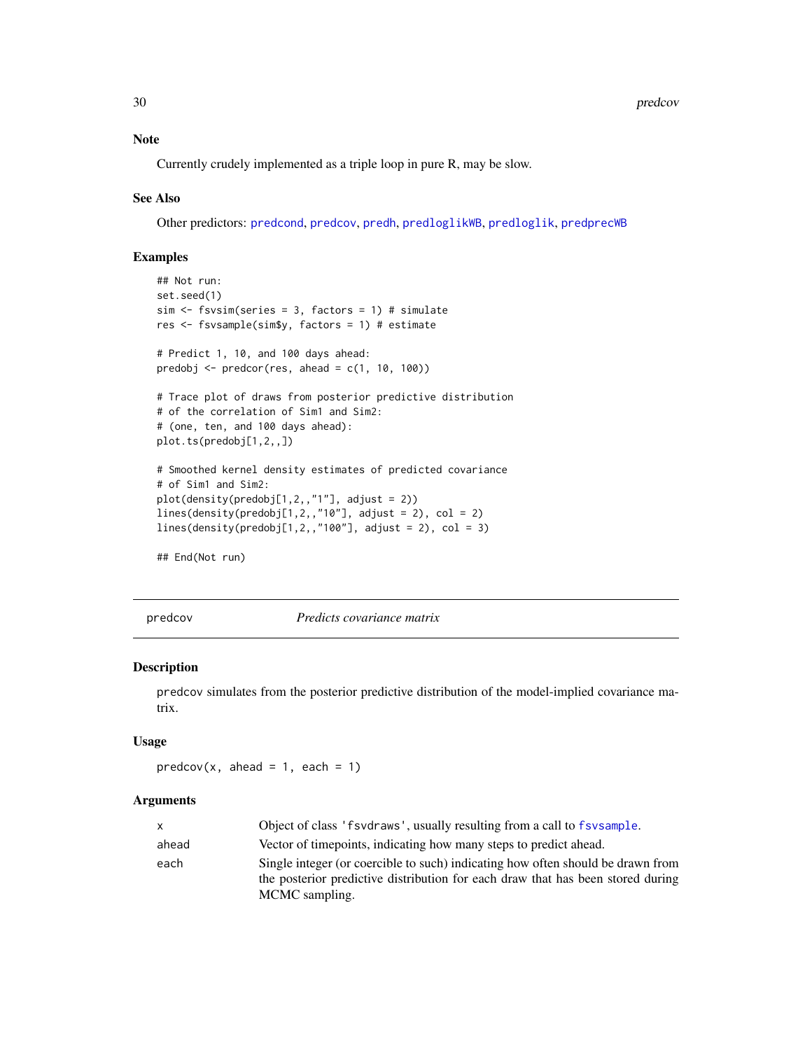## Note

Currently crudely implemented as a triple loop in pure R, may be slow.

## See Also

Other predictors: predcond, predcov, predh, predloglikWB, predloglik, predprecWB

## Examples

```
## Not run:
set.seed(1)
sim <- fsvsim(series = 3, factors = 1) # simulate
res <- fsvsample(sim$y, factors = 1) # estimate

# Predict 1, 10, and 100 days ahead:
predobj <- predcor(res, ahead = c(1, 10, 100))

# Trace plot of draws from posterior predictive distribution
# of the correlation of Sim1 and Sim2:
# (one, ten, and 100 days ahead):
plot.ts(predobj[1,2,,])

# Smoothed kernel density estimates of predicted covariance
# of Sim1 and Sim2:
plot(density(predobj[1,2,,"1"], adjust = 2))
lines(density(predobj[1,2,,"10"], adjust = 2), col = 2)
lines(density(predobj[1,2,,"100"], adjust = 2), col = 3)

## End(Not run)
```

---

# predcov *Predicts covariance matrix*

## Description

predcov simulates from the posterior predictive distribution of the model-implied covariance matrix.

## Usage

```
predcov(x, ahead = 1, each = 1)
```

## Arguments

| | |
|---|---|
| x | Object of class 'fsvdraws', usually resulting from a call to fsvsample. |
| ahead | Vector of timepoints, indicating how many steps to predict ahead. |
| each | Single integer (or coercible to such) indicating how often should be drawn from the posterior predictive distribution for each draw that has been stored during MCMC sampling. |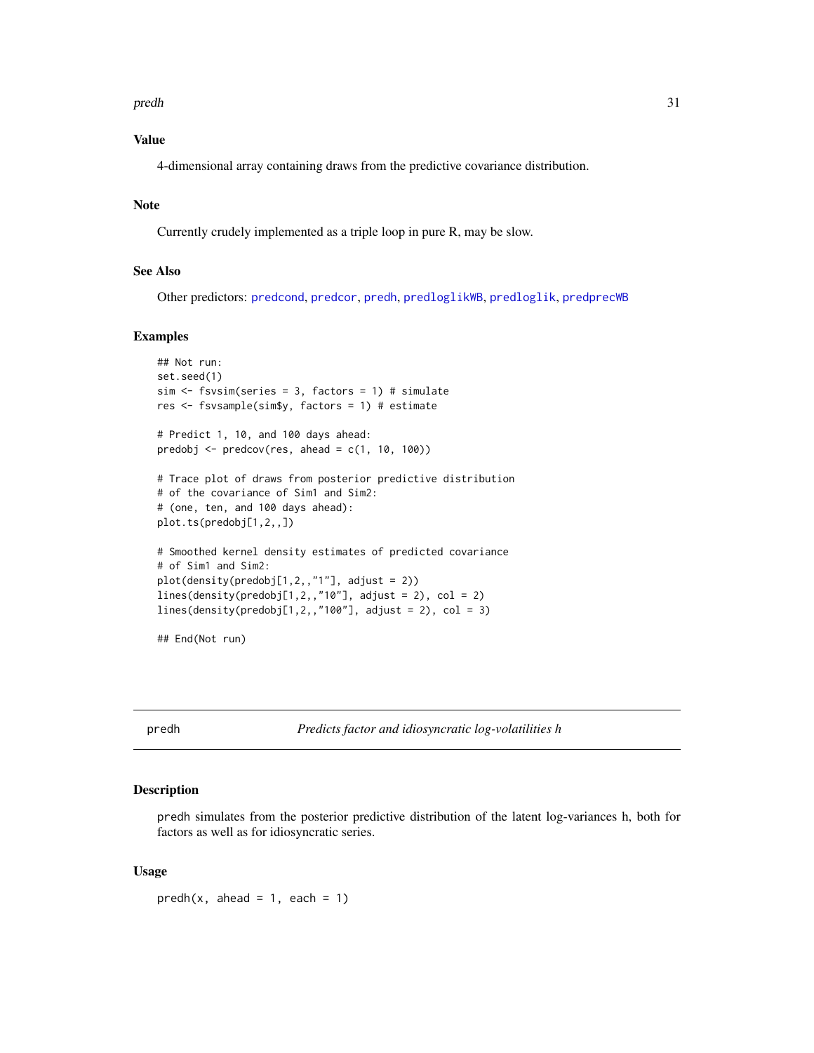## Value

4-dimensional array containing draws from the predictive covariance distribution.

## Note

Currently crudely implemented as a triple loop in pure R, may be slow.

## See Also

Other predictors: predcond, predcor, predh, predloglikWB, predloglik, predprecWB

## Examples

```
## Not run:
set.seed(1)
sim <- fsvsim(series = 3, factors = 1) # simulate
res <- fsvsample(sim$y, factors = 1) # estimate

# Predict 1, 10, and 100 days ahead:
predobj <- predcov(res, ahead = c(1, 10, 100))

# Trace plot of draws from posterior predictive distribution
# of the covariance of Sim1 and Sim2:
# (one, ten, and 100 days ahead):
plot.ts(predobj[1,2,,])

# Smoothed kernel density estimates of predicted covariance
# of Sim1 and Sim2:
plot(density(predobj[1,2,,"1"], adjust = 2))
lines(density(predobj[1,2,,"10"], adjust = 2), col = 2)
lines(density(predobj[1,2,,"100"], adjust = 2), col = 3)

## End(Not run)
```

---

# predh — *Predicts factor and idiosyncratic log-volatilities h*

## Description

predh simulates from the posterior predictive distribution of the latent log-variances h, both for factors as well as for idiosyncratic series.

## Usage

```
predh(x, ahead = 1, each = 1)
```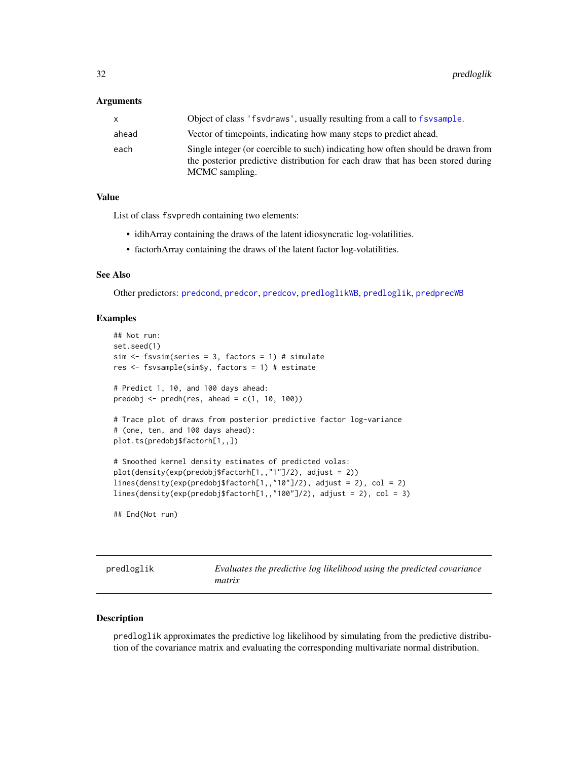### Arguments

| | |
|---|---|
| x | Object of class 'fsvdraws', usually resulting from a call to fsvsample. |
| ahead | Vector of timepoints, indicating how many steps to predict ahead. |
| each | Single integer (or coercible to such) indicating how often should be drawn from the posterior predictive distribution for each draw that has been stored during MCMC sampling. |

### Value

List of class fsvpredh containing two elements:

- idihArray containing the draws of the latent idiosyncratic log-volatilities.
- factorhArray containing the draws of the latent factor log-volatilities.

### See Also

Other predictors: predcond, predcor, predcov, predloglikWB, predloglik, predprecWB

### Examples

```
## Not run:
set.seed(1)
sim <- fsvsim(series = 3, factors = 1) # simulate
res <- fsvsample(sim$y, factors = 1) # estimate

# Predict 1, 10, and 100 days ahead:
predobj <- predh(res, ahead = c(1, 10, 100))

# Trace plot of draws from posterior predictive factor log-variance
# (one, ten, and 100 days ahead):
plot.ts(predobj$factorh[1,,])

# Smoothed kernel density estimates of predicted volas:
plot(density(exp(predobj$factorh[1,,"1"]/2), adjust = 2))
lines(density(exp(predobj$factorh[1,,"10"]/2), adjust = 2), col = 2)
lines(density(exp(predobj$factorh[1,,"100"]/2), adjust = 2), col = 3)

## End(Not run)
```

## predloglik — *Evaluates the predictive log likelihood using the predicted covariance matrix*

### Description

predloglik approximates the predictive log likelihood by simulating from the predictive distribution of the covariance matrix and evaluating the corresponding multivariate normal distribution.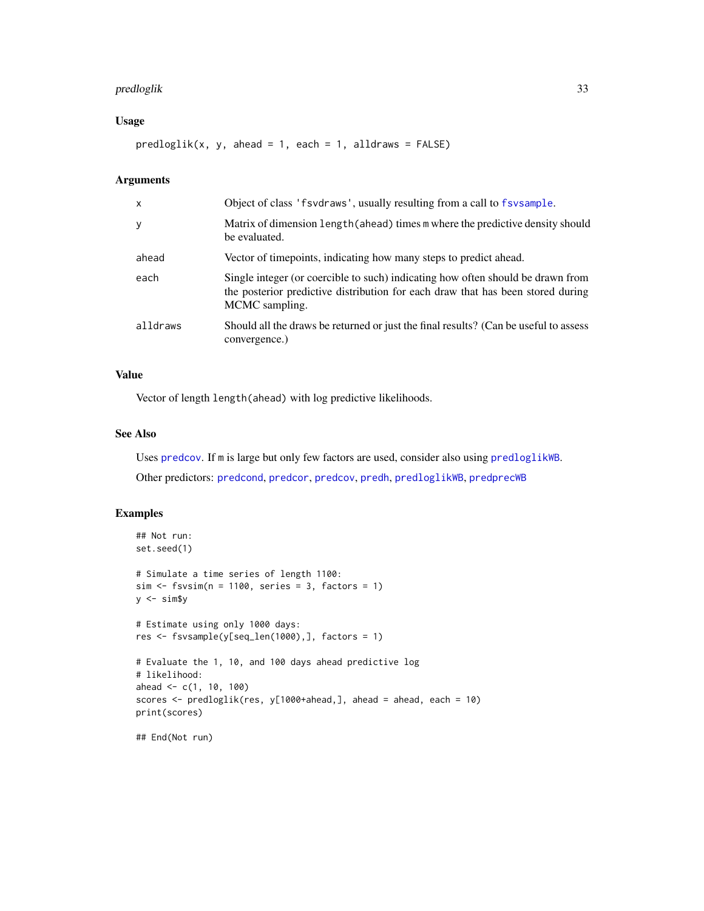### Usage

```
predloglik(x, y, ahead = 1, each = 1, alldraws = FALSE)
```

### Arguments

| | |
|---|---|
| x | Object of class 'fsvdraws', usually resulting from a call to fsvsample. |
| y | Matrix of dimension length(ahead) times m where the predictive density should be evaluated. |
| ahead | Vector of timepoints, indicating how many steps to predict ahead. |
| each | Single integer (or coercible to such) indicating how often should be drawn from the posterior predictive distribution for each draw that has been stored during MCMC sampling. |
| alldraws | Should all the draws be returned or just the final results? (Can be useful to assess convergence.) |

### Value

Vector of length `length(ahead)` with log predictive likelihoods.

### See Also

Uses predcov. If m is large but only few factors are used, consider also using predloglikWB.

Other predictors: predcond, predcor, predcov, predh, predloglikWB, predprecWB

### Examples

```
## Not run:
set.seed(1)

# Simulate a time series of length 1100:
sim <- fsvsim(n = 1100, series = 3, factors = 1)
y <- sim$y

# Estimate using only 1000 days:
res <- fsvsample(y[seq_len(1000),], factors = 1)

# Evaluate the 1, 10, and 100 days ahead predictive log
# likelihood:
ahead <- c(1, 10, 100)
scores <- predloglik(res, y[1000+ahead,], ahead = ahead, each = 10)
print(scores)

## End(Not run)
```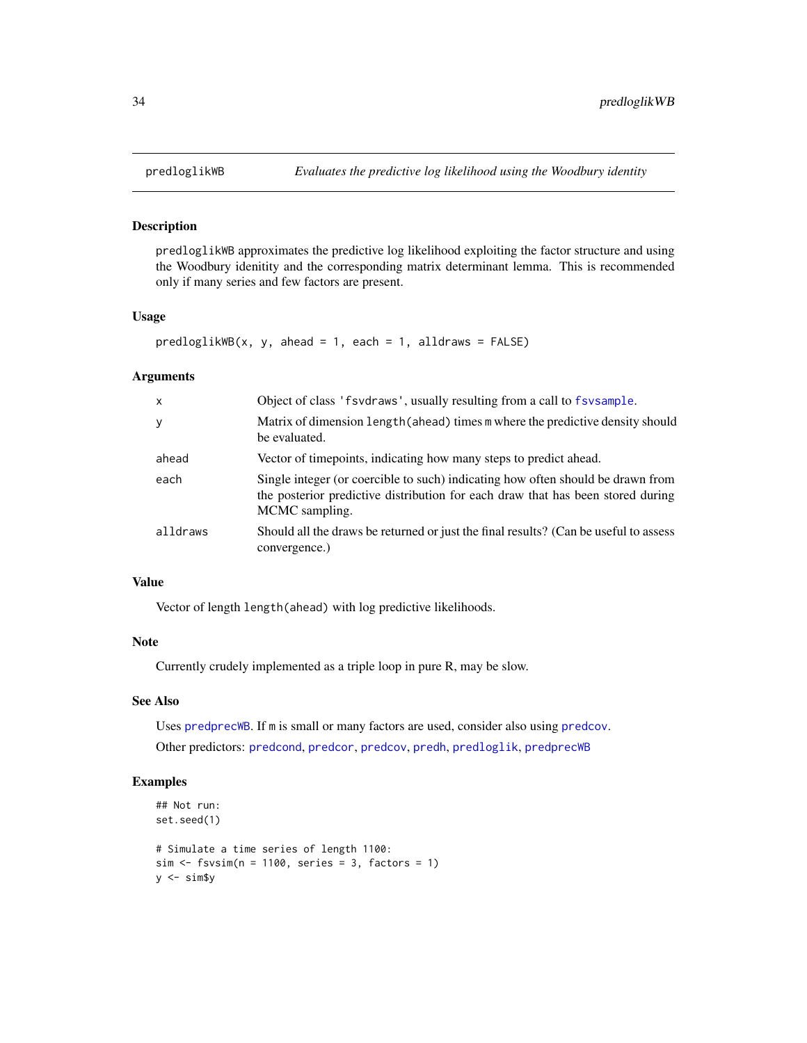# predloglikWB — *Evaluates the predictive log likelihood using the Woodbury identity*

## Description

`predloglikWB` approximates the predictive log likelihood exploiting the factor structure and using the Woodbury idenitity and the corresponding matrix determinant lemma. This is recommended only if many series and few factors are present.

## Usage

```
predloglikWB(x, y, ahead = 1, each = 1, alldraws = FALSE)
```

## Arguments

| | |
|---|---|
| `x` | Object of class `'fsvdraws'`, usually resulting from a call to `fsvsample`. |
| `y` | Matrix of dimension `length(ahead)` times `m` where the predictive density should be evaluated. |
| `ahead` | Vector of timepoints, indicating how many steps to predict ahead. |
| `each` | Single integer (or coercible to such) indicating how often should be drawn from the posterior predictive distribution for each draw that has been stored during MCMC sampling. |
| `alldraws` | Should all the draws be returned or just the final results? (Can be useful to assess convergence.) |

## Value

Vector of length `length(ahead)` with log predictive likelihoods.

## Note

Currently crudely implemented as a triple loop in pure R, may be slow.

## See Also

Uses `predprecWB`. If `m` is small or many factors are used, consider also using `predcov`.

Other predictors: `predcond`, `predcor`, `predcov`, `predh`, `predloglik`, `predprecWB`

## Examples

```
## Not run:
set.seed(1)

# Simulate a time series of length 1100:
sim <- fsvsim(n = 1100, series = 3, factors = 1)
y <- sim$y
```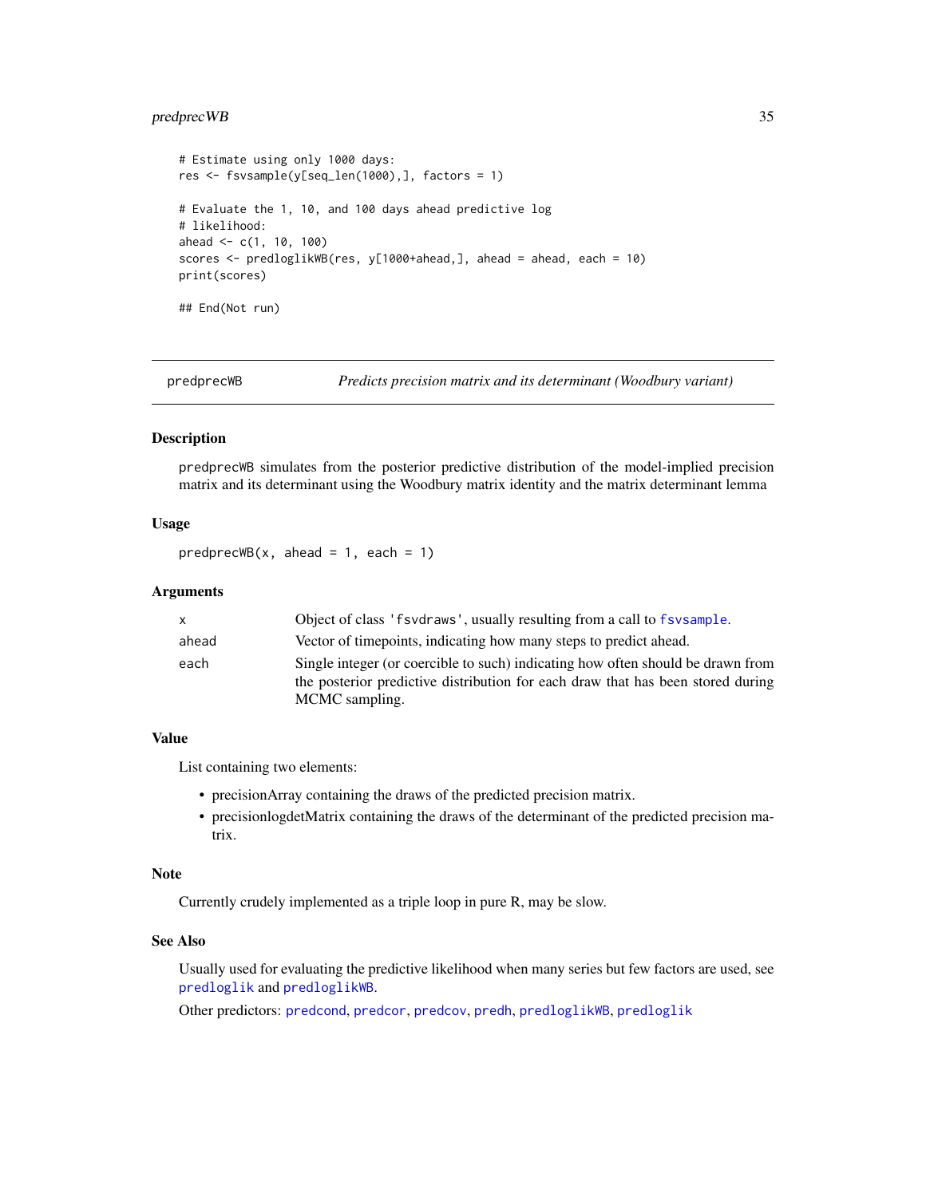```
# Estimate using only 1000 days:
res <- fsvsample(y[seq_len(1000),], factors = 1)

# Evaluate the 1, 10, and 100 days ahead predictive log
# likelihood:
ahead <- c(1, 10, 100)
scores <- predloglikWB(res, y[1000+ahead,], ahead = ahead, each = 10)
print(scores)

## End(Not run)
```

---

## predprecWB — *Predicts precision matrix and its determinant (Woodbury variant)*

---

### Description

predprecWB simulates from the posterior predictive distribution of the model-implied precision matrix and its determinant using the Woodbury matrix identity and the matrix determinant lemma

### Usage

```
predprecWB(x, ahead = 1, each = 1)
```

### Arguments

| | |
|---|---|
| x | Object of class 'fsvdraws', usually resulting from a call to fsvsample. |
| ahead | Vector of timepoints, indicating how many steps to predict ahead. |
| each | Single integer (or coercible to such) indicating how often should be drawn from the posterior predictive distribution for each draw that has been stored during MCMC sampling. |

### Value

List containing two elements:

- precisionArray containing the draws of the predicted precision matrix.
- precisionlogdetMatrix containing the draws of the determinant of the predicted precision matrix.

### Note

Currently crudely implemented as a triple loop in pure R, may be slow.

### See Also

Usually used for evaluating the predictive likelihood when many series but few factors are used, see predloglik and predloglikWB.

Other predictors: predcond, predcor, predcov, predh, predloglikWB, predloglik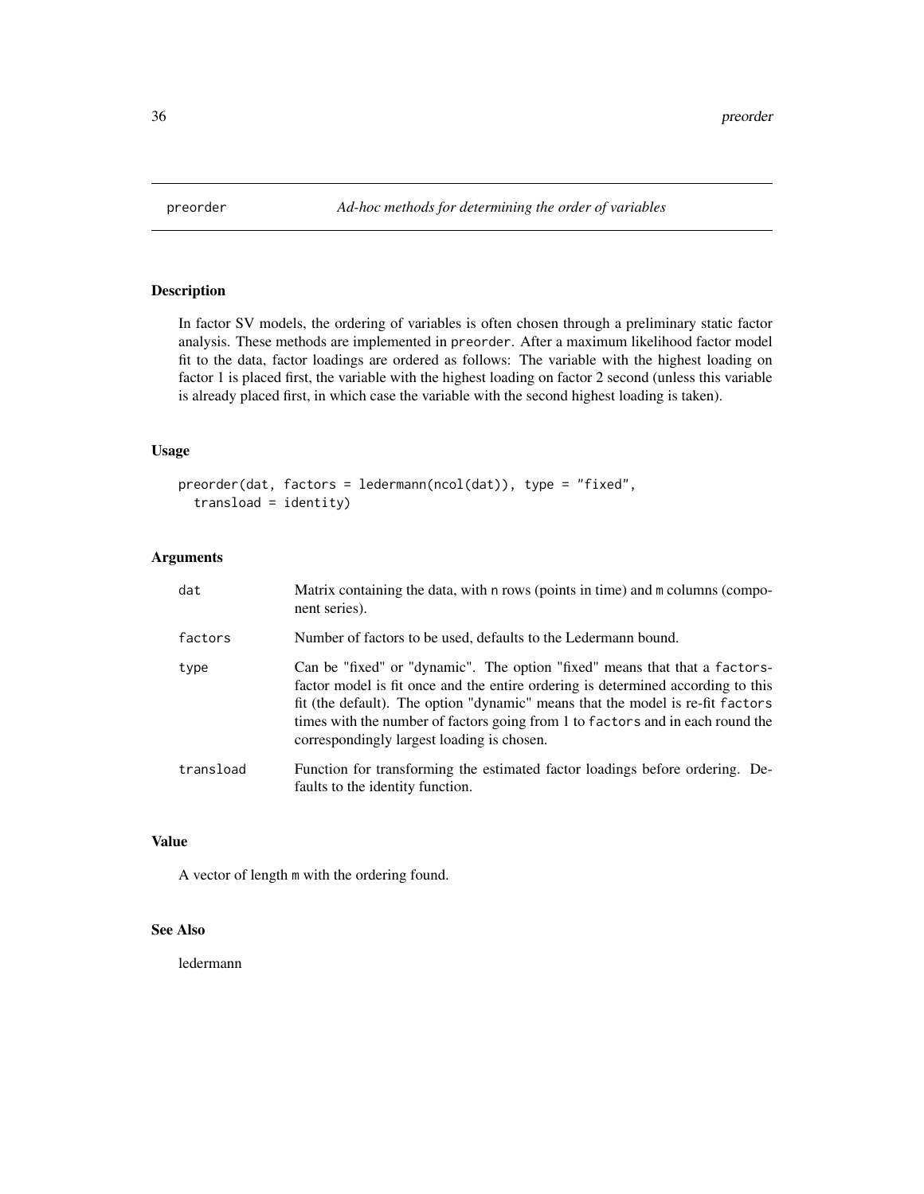# preorder — *Ad-hoc methods for determining the order of variables*

## Description

In factor SV models, the ordering of variables is often chosen through a preliminary static factor analysis. These methods are implemented in `preorder`. After a maximum likelihood factor model fit to the data, factor loadings are ordered as follows: The variable with the highest loading on factor 1 is placed first, the variable with the highest loading on factor 2 second (unless this variable is already placed first, in which case the variable with the second highest loading is taken).

## Usage

```
preorder(dat, factors = ledermann(ncol(dat)), type = "fixed",
  transload = identity)
```

## Arguments

| | |
|---|---|
| `dat` | Matrix containing the data, with `n` rows (points in time) and `m` columns (component series). |
| `factors` | Number of factors to be used, defaults to the Ledermann bound. |
| `type` | Can be "fixed" or "dynamic". The option "fixed" means that that a `factors`-factor model is fit once and the entire ordering is determined according to this fit (the default). The option "dynamic" means that the model is re-fit `factors` times with the number of factors going from 1 to `factors` and in each round the correspondingly largest loading is chosen. |
| `transload` | Function for transforming the estimated factor loadings before ordering. Defaults to the identity function. |

## Value

A vector of length `m` with the ordering found.

## See Also

ledermann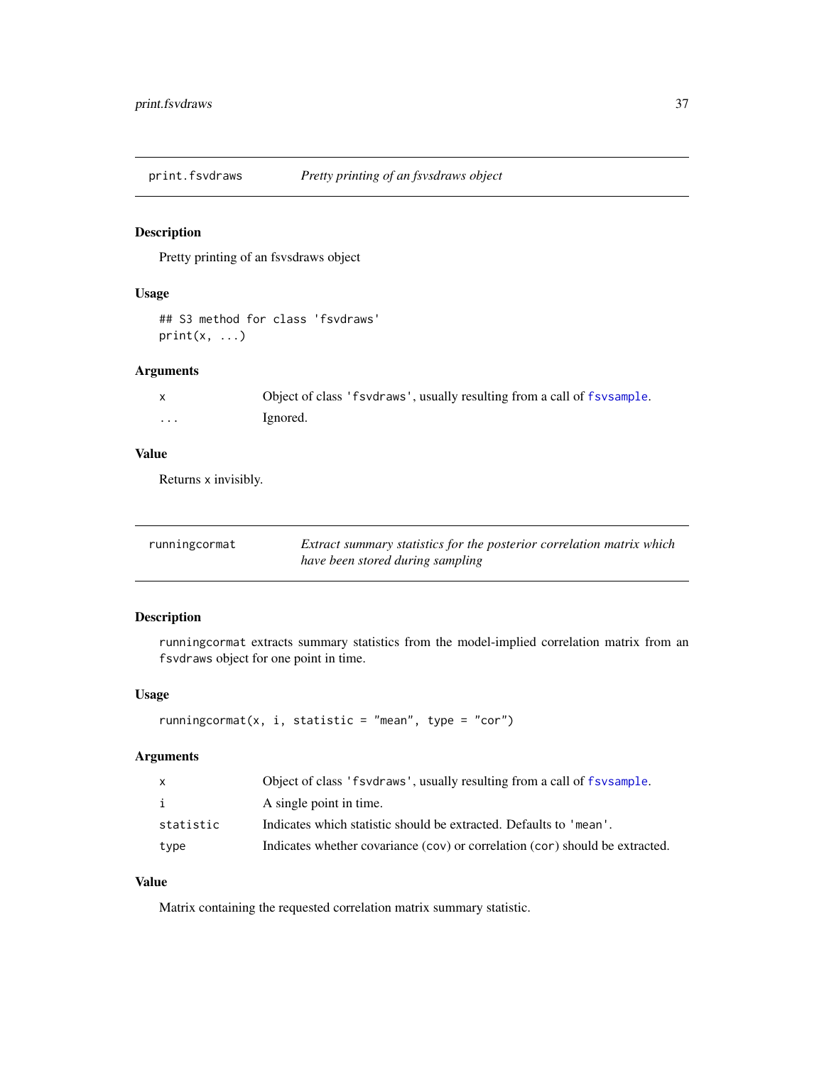## print.fsvdraws — *Pretty printing of an fsvsdraws object*

### Description

Pretty printing of an fsvsdraws object

### Usage

```
## S3 method for class 'fsvdraws'
print(x, ...)
```

### Arguments

| | |
|---|---|
| `x` | Object of class `'fsvdraws'`, usually resulting from a call of `fsvsample`. |
| `...` | Ignored. |

### Value

Returns `x` invisibly.

## runningcormat — *Extract summary statistics for the posterior correlation matrix which have been stored during sampling*

### Description

`runningcormat` extracts summary statistics from the model-implied correlation matrix from an `fsvdraws` object for one point in time.

### Usage

```
runningcormat(x, i, statistic = "mean", type = "cor")
```

### Arguments

| | |
|---|---|
| `x` | Object of class `'fsvdraws'`, usually resulting from a call of `fsvsample`. |
| `i` | A single point in time. |
| `statistic` | Indicates which statistic should be extracted. Defaults to `'mean'`. |
| `type` | Indicates whether covariance (`cov`) or correlation (`cor`) should be extracted. |

### Value

Matrix containing the requested correlation matrix summary statistic.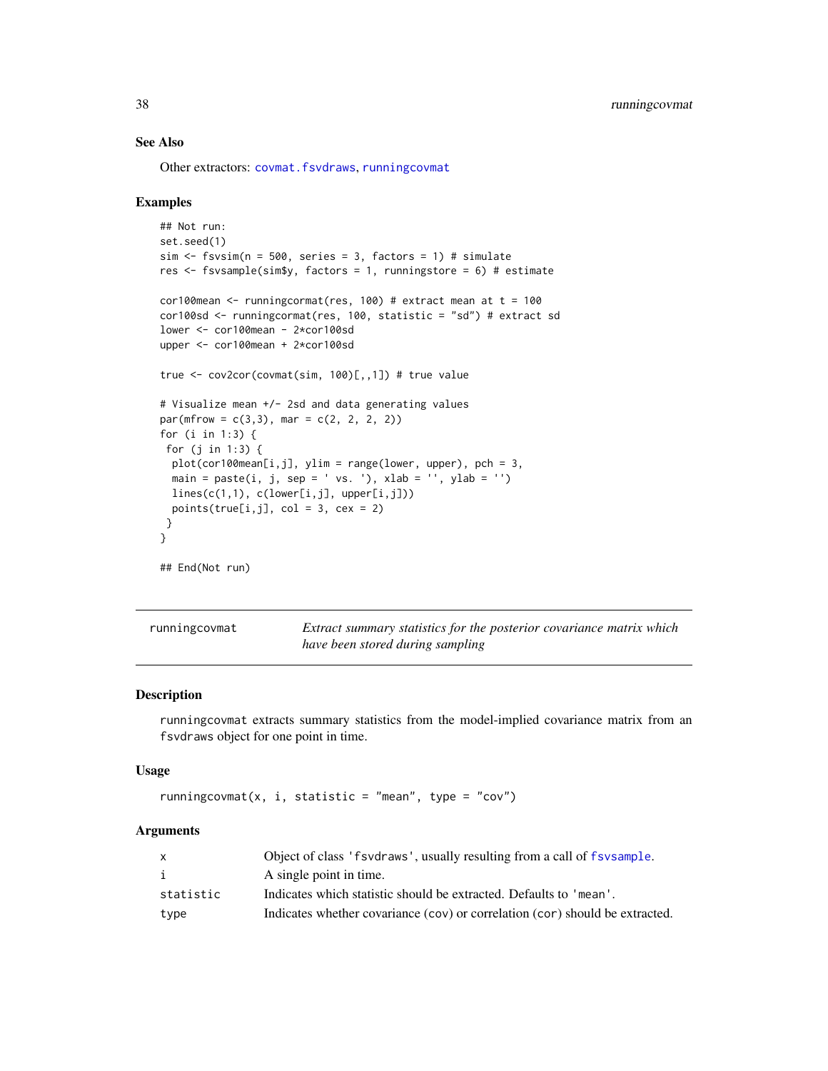### See Also

Other extractors: `covmat.fsvdraws`, `runningcovmat`

### Examples

```
## Not run:
set.seed(1)
sim <- fsvsim(n = 500, series = 3, factors = 1) # simulate
res <- fsvsample(sim$y, factors = 1, runningstore = 6) # estimate

cor100mean <- runningcormat(res, 100) # extract mean at t = 100
cor100sd <- runningcormat(res, 100, statistic = "sd") # extract sd
lower <- cor100mean - 2*cor100sd
upper <- cor100mean + 2*cor100sd

true <- cov2cor(covmat(sim, 100)[,,1]) # true value

# Visualize mean +/- 2sd and data generating values
par(mfrow = c(3,3), mar = c(2, 2, 2, 2))
for (i in 1:3) {
 for (j in 1:3) {
  plot(cor100mean[i,j], ylim = range(lower, upper), pch = 3,
  main = paste(i, j, sep = ' vs. '), xlab = '', ylab = '')
  lines(c(1,1), c(lower[i,j], upper[i,j]))
  points(true[i,j], col = 3, cex = 2)
 }
}

## End(Not run)
```

---

## runningcovmat — *Extract summary statistics for the posterior covariance matrix which have been stored during sampling*

### Description

`runningcovmat` extracts summary statistics from the model-implied covariance matrix from an `fsvdraws` object for one point in time.

### Usage

```
runningcovmat(x, i, statistic = "mean", type = "cov")
```

### Arguments

| | |
|---|---|
| `x` | Object of class `'fsvdraws'`, usually resulting from a call of `fsvsample`. |
| `i` | A single point in time. |
| `statistic` | Indicates which statistic should be extracted. Defaults to `'mean'`. |
| `type` | Indicates whether covariance (`cov`) or correlation (`cor`) should be extracted. |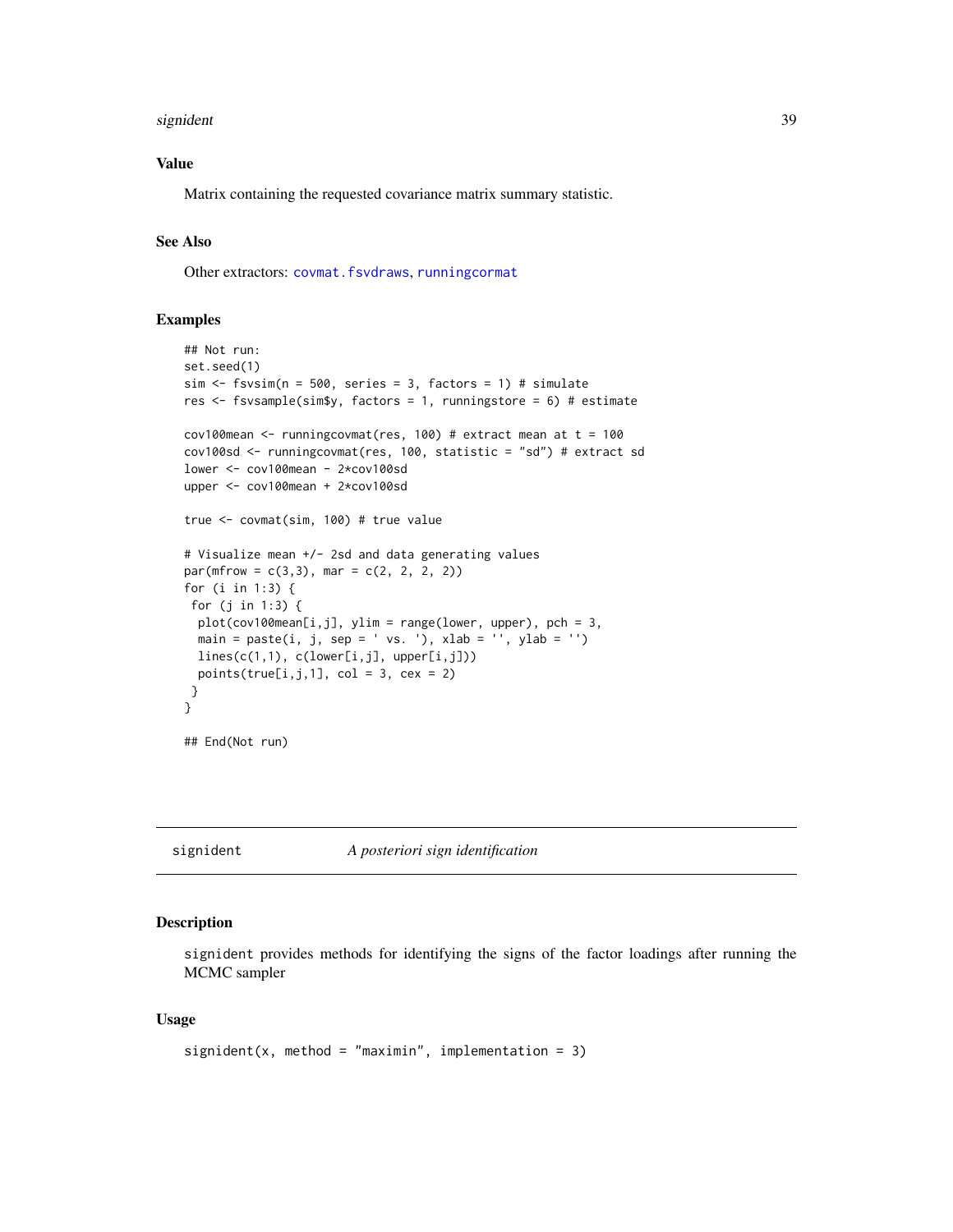### Value

Matrix containing the requested covariance matrix summary statistic.

### See Also

Other extractors: covmat.fsvdraws, runningcormat

### Examples

```
## Not run:
set.seed(1)
sim <- fsvsim(n = 500, series = 3, factors = 1) # simulate
res <- fsvsample(sim$y, factors = 1, runningstore = 6) # estimate

cov100mean <- runningcovmat(res, 100) # extract mean at t = 100
cov100sd <- runningcovmat(res, 100, statistic = "sd") # extract sd
lower <- cov100mean - 2*cov100sd
upper <- cov100mean + 2*cov100sd

true <- covmat(sim, 100) # true value

# Visualize mean +/- 2sd and data generating values
par(mfrow = c(3,3), mar = c(2, 2, 2, 2))
for (i in 1:3) {
 for (j in 1:3) {
  plot(cov100mean[i,j], ylim = range(lower, upper), pch = 3,
  main = paste(i, j, sep = ' vs. '), xlab = '', ylab = '')
  lines(c(1,1), c(lower[i,j], upper[i,j]))
  points(true[i,j,1], col = 3, cex = 2)
 }
}

## End(Not run)
```

## signident — *A posteriori sign identification*

### Description

signident provides methods for identifying the signs of the factor loadings after running the MCMC sampler

### Usage

```
signident(x, method = "maximin", implementation = 3)
```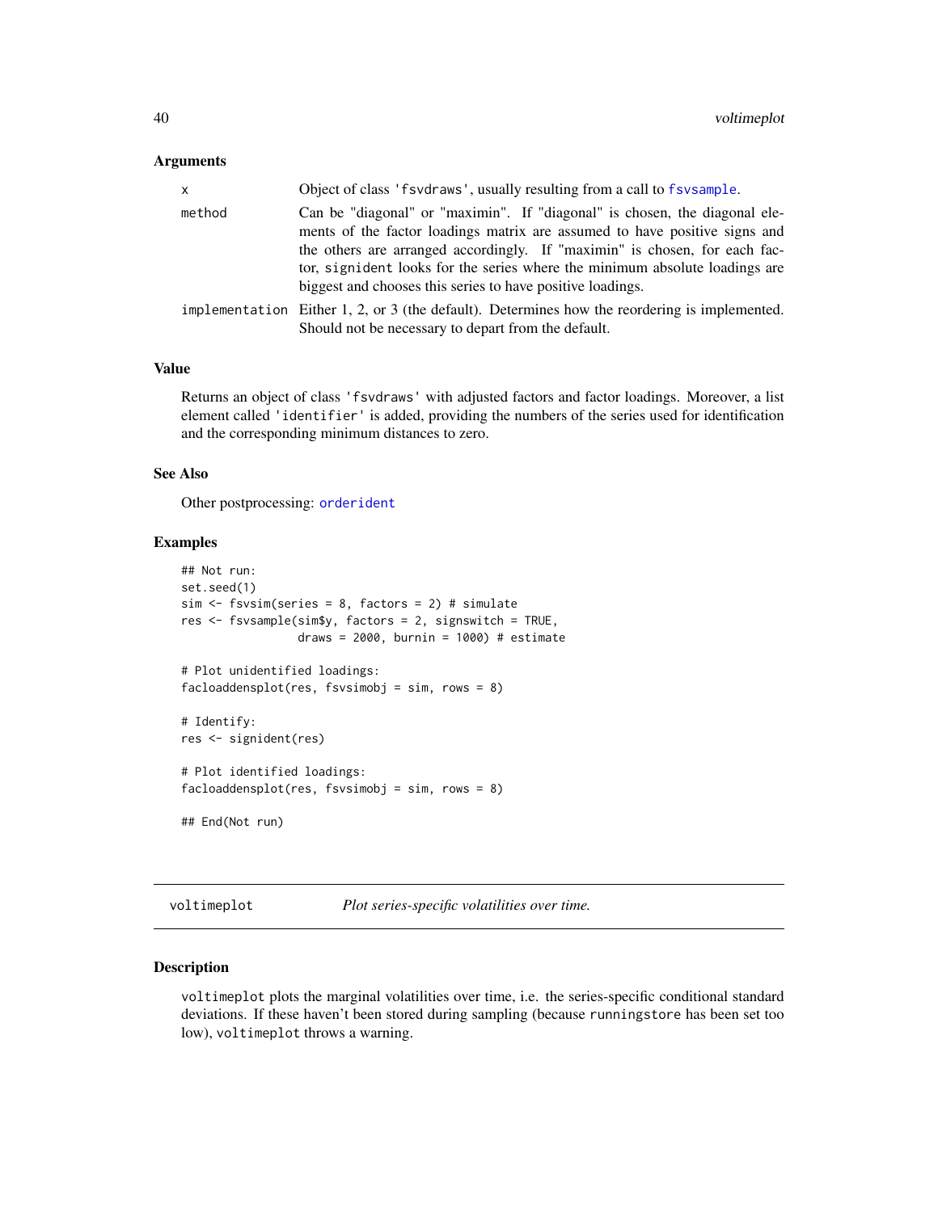### Arguments

| | |
|---|---|
| x | Object of class 'fsvdraws', usually resulting from a call to fsvsample. |
| method | Can be "diagonal" or "maximin". If "diagonal" is chosen, the diagonal elements of the factor loadings matrix are assumed to have positive signs and the others are arranged accordingly. If "maximin" is chosen, for each factor, signident looks for the series where the minimum absolute loadings are biggest and chooses this series to have positive loadings. |
| implementation | Either 1, 2, or 3 (the default). Determines how the reordering is implemented. Should not be necessary to depart from the default. |

### Value

Returns an object of class 'fsvdraws' with adjusted factors and factor loadings. Moreover, a list element called 'identifier' is added, providing the numbers of the series used for identification and the corresponding minimum distances to zero.

### See Also

Other postprocessing: orderident

### Examples

```
## Not run:
set.seed(1)
sim <- fsvsim(series = 8, factors = 2) # simulate
res <- fsvsample(sim$y, factors = 2, signswitch = TRUE,
                 draws = 2000, burnin = 1000) # estimate

# Plot unidentified loadings:
facloaddensplot(res, fsvsimobj = sim, rows = 8)

# Identify:
res <- signident(res)

# Plot identified loadings:
facloaddensplot(res, fsvsimobj = sim, rows = 8)

## End(Not run)
```

---

## voltimeplot — *Plot series-specific volatilities over time.*

### Description

voltimeplot plots the marginal volatilities over time, i.e. the series-specific conditional standard deviations. If these haven't been stored during sampling (because runningstore has been set too low), voltimeplot throws a warning.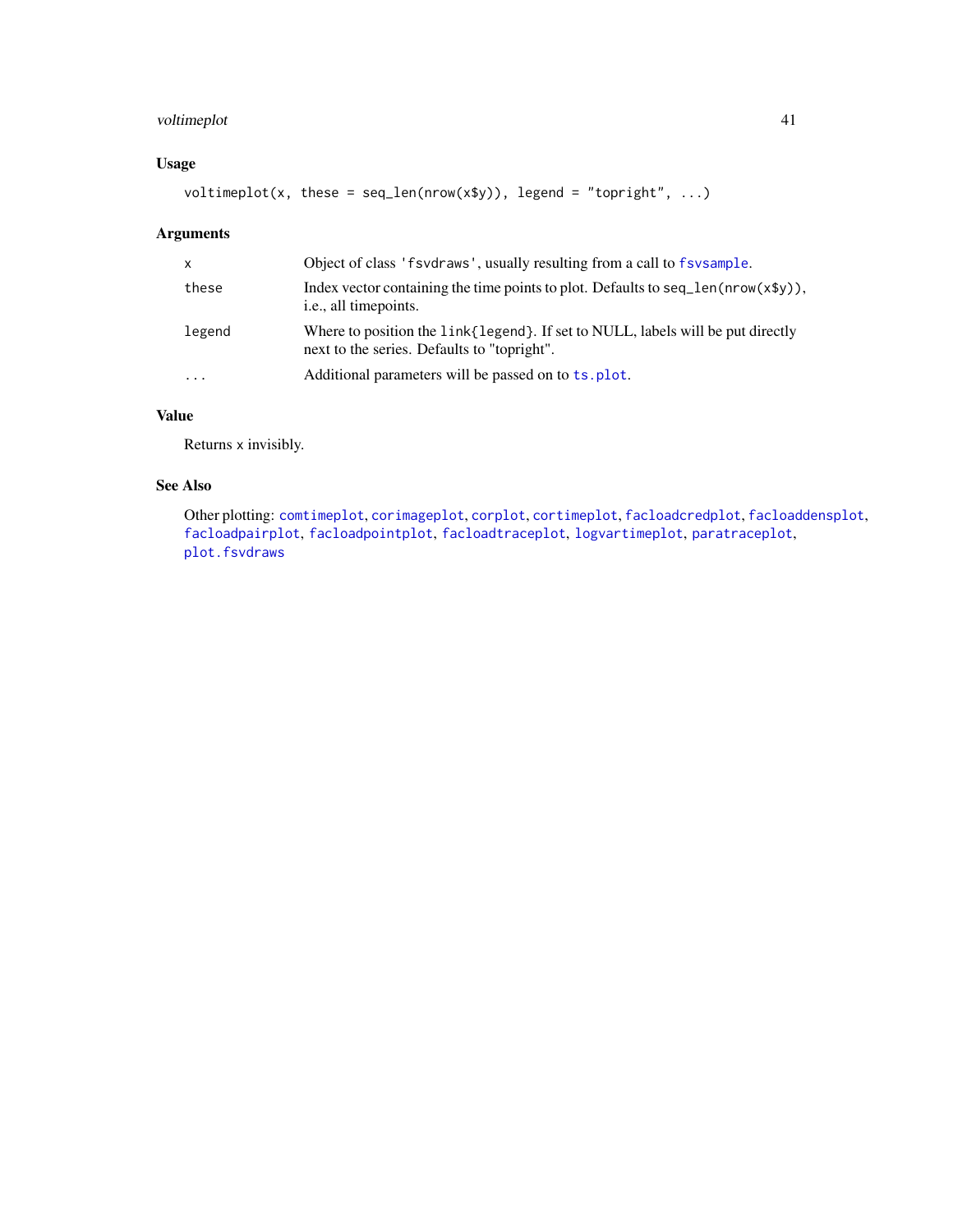## Usage

```
voltimeplot(x, these = seq_len(nrow(x$y)), legend = "topright", ...)
```

## Arguments

| | |
|---|---|
| x | Object of class 'fsvdraws', usually resulting from a call to fsvsample. |
| these | Index vector containing the time points to plot. Defaults to seq_len(nrow(x$y)), i.e., all timepoints. |
| legend | Where to position the link{legend}. If set to NULL, labels will be put directly next to the series. Defaults to "topright". |
| ... | Additional parameters will be passed on to ts.plot. |

## Value

Returns x invisibly.

## See Also

Other plotting: comtimeplot, corimageplot, corplot, cortimeplot, facloadcredplot, facloaddensplot, facloadpairplot, facloadpointplot, facloadtraceplot, logvartimeplot, paratraceplot, plot.fsvdraws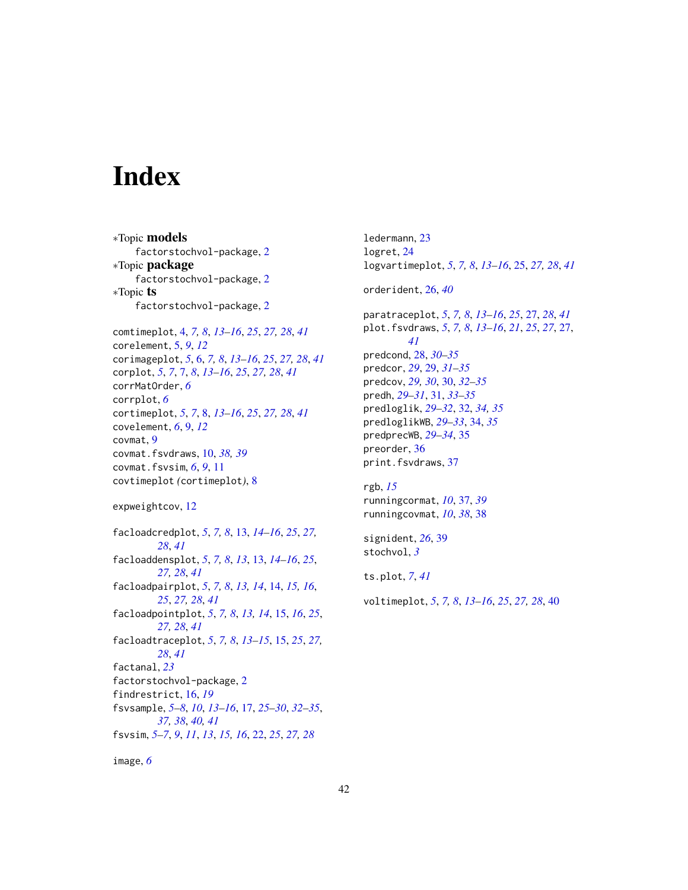# Index

*Topic **models**
  factorstochvol-package, 2
*Topic **package**
  factorstochvol-package, 2
*Topic **ts**
  factorstochvol-package, 2

comtimeplot, 4, *7, 8*, *13–16*, *25*, *27, 28*, *41*
corelement, 5, *9*, *12*
corimageplot, *5*, 6, *7, 8*, *13–16*, *25*, *27, 28*, *41*
corplot, *5*, *7*, 7, *8*, *13–16*, *25*, *27, 28*, *41*
corrMatOrder, *6*
corrplot, *6*
cortimeplot, *5*, *7*, 8, *13–16*, *25*, *27, 28*, *41*
covelement, *6*, 9, *12*
covmat, 9
covmat.fsvdraws, 10, *38, 39*
covmat.fsvsim, *6*, *9*, 11
covtimeplot *(*cortimeplot*)*, 8

expweightcov, 12

facloadcredplot, *5*, *7, 8*, 13, *14–16*, *25*, *27, 28*, *41*
facloaddensplot, *5*, *7, 8*, *13*, 13, *14–16*, *25*, *27, 28*, *41*
facloadpairplot, *5*, *7, 8*, *13, 14*, 14, *15, 16*, *25*, *27, 28*, *41*
facloadpointplot, *5*, *7, 8*, *13, 14*, 15, *16*, *25*, *27, 28*, *41*
facloadtraceplot, *5*, *7, 8*, *13–15*, 15, *25*, *27, 28*, *41*
factanal, *23*
factorstochvol-package, 2
findrestrict, 16, *19*
fsvsample, *5–8*, *10*, *13–16*, 17, *25–30*, *32–35*, *37, 38*, *40, 41*
fsvsim, *5–7*, *9*, *11*, *13*, *15, 16*, 22, *25*, *27, 28*

image, *6*

ledermann, 23
logret, 24
logvartimeplot, *5*, *7, 8*, *13–16*, 25, *27, 28*, *41*

orderident, 26, *40*

paratraceplot, *5*, *7, 8*, *13–16*, *25*, 27, *28*, *41*
plot.fsvdraws, *5*, *7, 8*, *13–16*, *21*, *25*, *27*, 27, *41*
predcond, 28, *30–35*
predcor, *29*, 29, *31–35*
predcov, *29, 30*, 30, *32–35*
predh, *29–31*, 31, *33–35*
predloglik, *29–32*, 32, *34, 35*
predloglikWB, *29–33*, 34, *35*
predprecWB, *29–34*, 35
preorder, 36
print.fsvdraws, 37

rgb, *15*
runningcormat, *10*, 37, *39*
runningcovmat, *10*, *38*, 38

signident, *26*, 39
stochvol, *3*

ts.plot, *7*, *41*

voltimeplot, *5*, *7, 8*, *13–16*, *25*, *27, 28*, 40